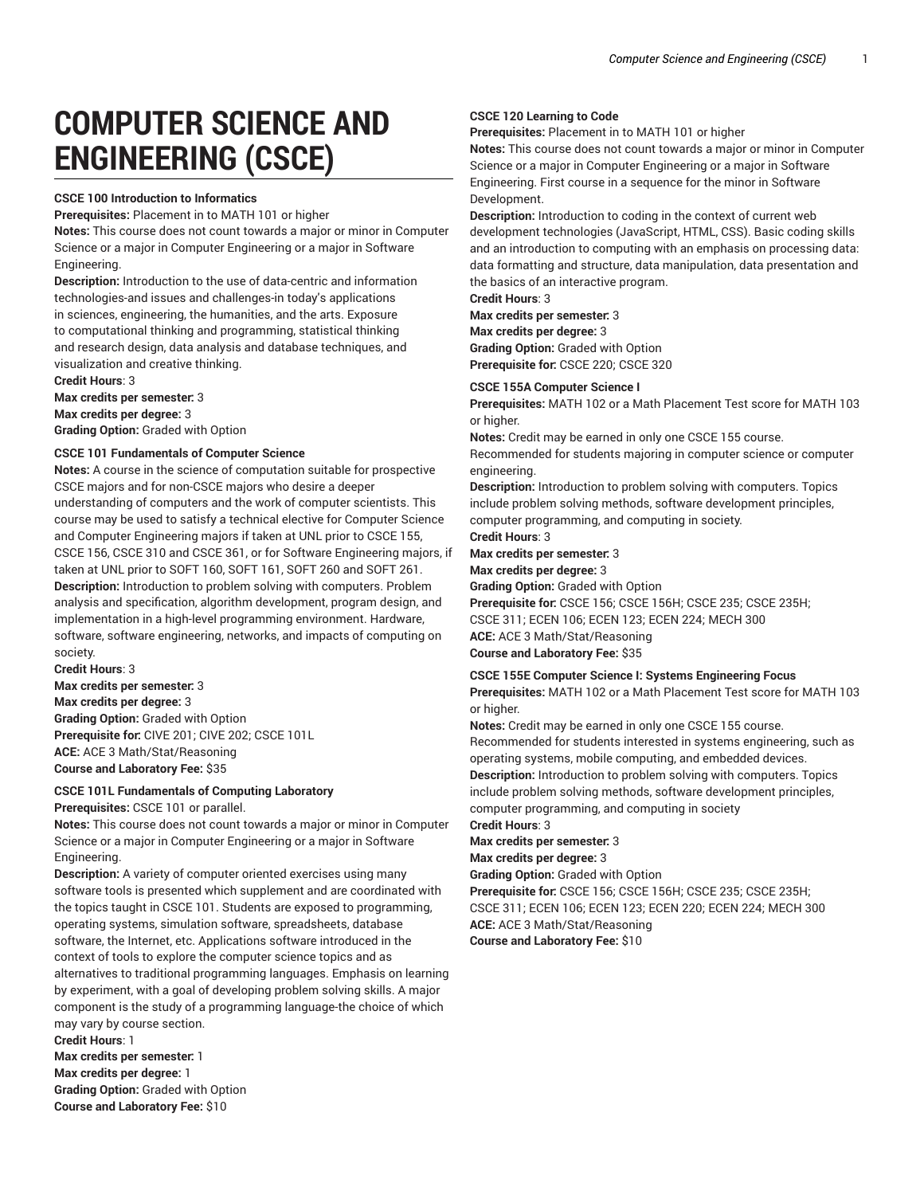# COMPUTER SCIENCE AND ENGINEERING (CSCE)

### CSCE 100 Introduction to Informatics

**Prerequisites:** Placement in to MATH 101 or higher

**Notes:** This course does not count towards a major or minor in Computer Science or a major in Computer Engineering or a major in Software Engineering.

**Description:** Introduction to the use of data-centric and information technologies-and issues and challenges-in today's applications in sciences, engineering, the humanities, and the arts. Exposure to computational thinking and programming, statistical thinking and research design, data analysis and database techniques, and visualization and creative thinking.

**Credit Hours**: 3

**Max credits per semester:** 3

**Max credits per degree:** 3

**Grading Option:** Graded with Option

### CSCE 101 Fundamentals of Computer Science

**Notes:** A course in the science of computation suitable for prospective CSCE majors and for non-CSCE majors who desire a deeper understanding of computers and the work of computer scientists. This course may be used to satisfy a technical elective for Computer Science and Computer Engineering majors if taken at UNL prior to CSCE 155, CSCE 156, CSCE 310 and CSCE 361, or for Software Engineering majors, if taken at UNL prior to SOFT 160, SOFT 161, SOFT 260 and SOFT 261.

**Description:** Introduction to problem solving with computers. Problem analysis and specification, algorithm development, program design, and implementation in a high-level programming environment. Hardware, software, software engineering, networks, and impacts of computing on society.

**Credit Hours**: 3

**Max credits per semester:** 3

**Max credits per degree:** 3

**Grading Option:** Graded with Option

**Prerequisite for:** CIVE 201; CIVE 202; CSCE 101L

**ACE:** ACE 3 Math/Stat/Reasoning

**Course and Laboratory Fee:** $35

### CSCE 101L Fundamentals of Computing Laboratory

**Prerequisites:** CSCE 101 or parallel.

**Notes:** This course does not count towards a major or minor in Computer Science or a major in Computer Engineering or a major in Software Engineering.

**Description:** A variety of computer oriented exercises using many software tools is presented which supplement and are coordinated with the topics taught in CSCE 101. Students are exposed to programming, operating systems, simulation software, spreadsheets, database software, the Internet, etc. Applications software introduced in the context of tools to explore the computer science topics and as alternatives to traditional programming languages. Emphasis on learning by experiment, with a goal of developing problem solving skills. A major component is the study of a programming language-the choice of which may vary by course section.

**Credit Hours**: 1

**Max credits per semester:** 1

**Max credits per degree:** 1

**Grading Option:** Graded with Option

**Course and Laboratory Fee:** $10

### CSCE 120 Learning to Code

**Prerequisites:** Placement in to MATH 101 or higher

**Notes:** This course does not count towards a major or minor in Computer Science or a major in Computer Engineering or a major in Software Engineering. First course in a sequence for the minor in Software Development.

**Description:** Introduction to coding in the context of current web development technologies (JavaScript, HTML, CSS). Basic coding skills and an introduction to computing with an emphasis on processing data: data formatting and structure, data manipulation, data presentation and the basics of an interactive program.

**Credit Hours**: 3

**Max credits per semester:** 3

**Max credits per degree:** 3

**Grading Option:** Graded with Option

**Prerequisite for:** CSCE 220; CSCE 320

### CSCE 155A Computer Science I

**Prerequisites:** MATH 102 or a Math Placement Test score for MATH 103 or higher.

**Notes:** Credit may be earned in only one CSCE 155 course. Recommended for students majoring in computer science or computer engineering.

**Description:** Introduction to problem solving with computers. Topics include problem solving methods, software development principles, computer programming, and computing in society.

**Credit Hours**: 3

**Max credits per semester:** 3

**Max credits per degree:** 3

**Grading Option:** Graded with Option

**Prerequisite for:** CSCE 156; CSCE 156H; CSCE 235; CSCE 235H; CSCE 311; ECEN 106; ECEN 123; ECEN 224; MECH 300

**ACE:** ACE 3 Math/Stat/Reasoning

**Course and Laboratory Fee:** $35

### CSCE 155E Computer Science I: Systems Engineering Focus

**Prerequisites:** MATH 102 or a Math Placement Test score for MATH 103 or higher.

**Notes:** Credit may be earned in only one CSCE 155 course. Recommended for students interested in systems engineering, such as operating systems, mobile computing, and embedded devices.

**Description:** Introduction to problem solving with computers. Topics include problem solving methods, software development principles, computer programming, and computing in society

**Credit Hours**: 3

**Max credits per semester:** 3

**Max credits per degree:** 3

**Grading Option:** Graded with Option

**Prerequisite for:** CSCE 156; CSCE 156H; CSCE 235; CSCE 235H; CSCE 311; ECEN 106; ECEN 123; ECEN 220; ECEN 224; MECH 300

**ACE:** ACE 3 Math/Stat/Reasoning

**Course and Laboratory Fee:** $10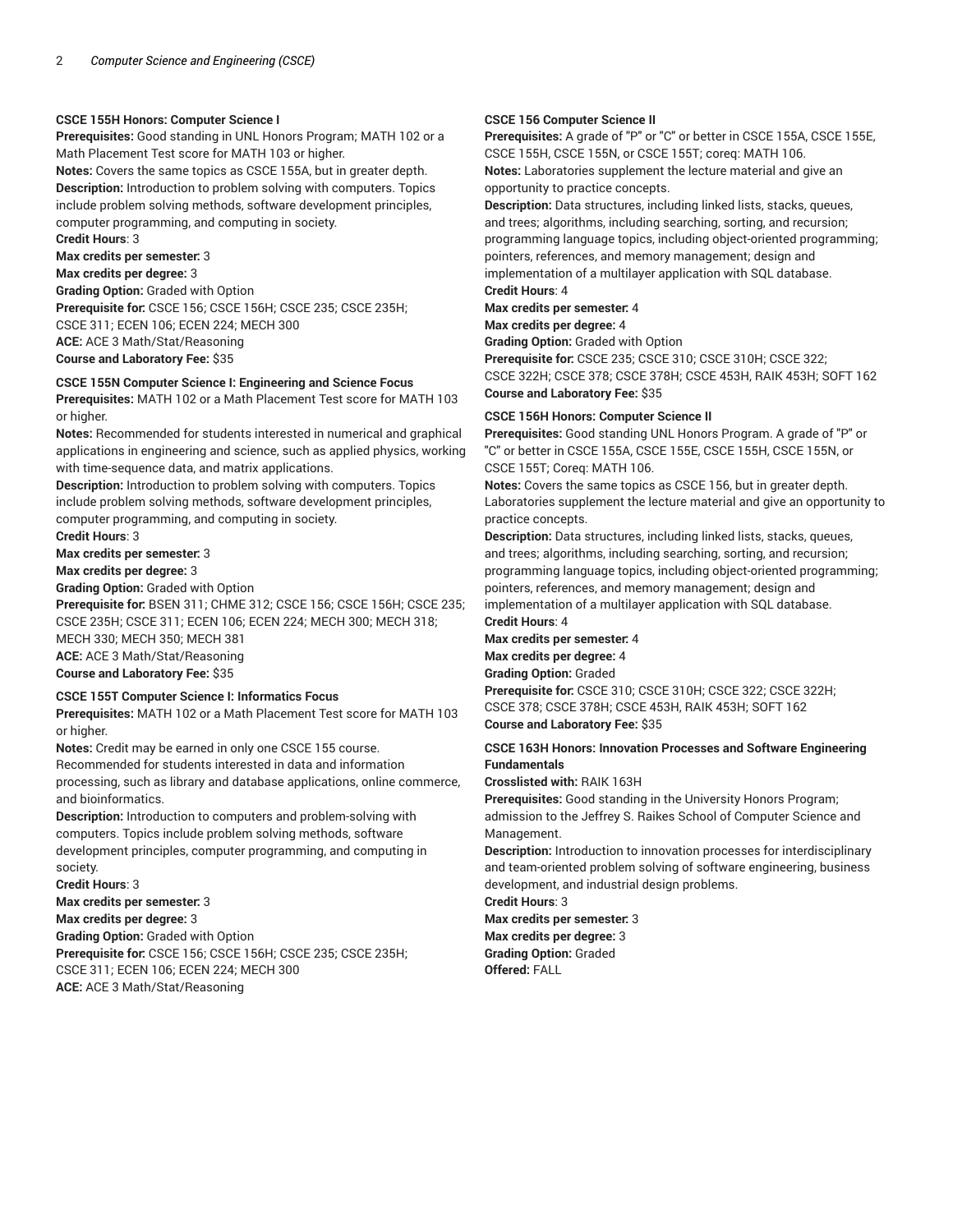### CSCE 155H Honors: Computer Science I

**Prerequisites:** Good standing in UNL Honors Program; MATH 102 or a Math Placement Test score for MATH 103 or higher.
**Notes:** Covers the same topics as CSCE 155A, but in greater depth.
**Description:** Introduction to problem solving with computers. Topics include problem solving methods, software development principles, computer programming, and computing in society.
**Credit Hours**: 3
**Max credits per semester:** 3
**Max credits per degree:** 3
**Grading Option:** Graded with Option
**Prerequisite for:** CSCE 156; CSCE 156H; CSCE 235; CSCE 235H; CSCE 311; ECEN 106; ECEN 224; MECH 300
**ACE:** ACE 3 Math/Stat/Reasoning
**Course and Laboratory Fee:** $35

### CSCE 155N Computer Science I: Engineering and Science Focus

**Prerequisites:** MATH 102 or a Math Placement Test score for MATH 103 or higher.
**Notes:** Recommended for students interested in numerical and graphical applications in engineering and science, such as applied physics, working with time-sequence data, and matrix applications.
**Description:** Introduction to problem solving with computers. Topics include problem solving methods, software development principles, computer programming, and computing in society.
**Credit Hours**: 3
**Max credits per semester:** 3
**Max credits per degree:** 3
**Grading Option:** Graded with Option
**Prerequisite for:** BSEN 311; CHME 312; CSCE 156; CSCE 156H; CSCE 235; CSCE 235H; CSCE 311; ECEN 106; ECEN 224; MECH 300; MECH 318; MECH 330; MECH 350; MECH 381
**ACE:** ACE 3 Math/Stat/Reasoning
**Course and Laboratory Fee:** $35

### CSCE 155T Computer Science I: Informatics Focus

**Prerequisites:** MATH 102 or a Math Placement Test score for MATH 103 or higher.
**Notes:** Credit may be earned in only one CSCE 155 course. Recommended for students interested in data and information processing, such as library and database applications, online commerce, and bioinformatics.
**Description:** Introduction to computers and problem-solving with computers. Topics include problem solving methods, software development principles, computer programming, and computing in society.
**Credit Hours**: 3
**Max credits per semester:** 3
**Max credits per degree:** 3
**Grading Option:** Graded with Option
**Prerequisite for:** CSCE 156; CSCE 156H; CSCE 235; CSCE 235H; CSCE 311; ECEN 106; ECEN 224; MECH 300
**ACE:** ACE 3 Math/Stat/Reasoning

### CSCE 156 Computer Science II

**Prerequisites:** A grade of "P" or "C" or better in CSCE 155A, CSCE 155E, CSCE 155H, CSCE 155N, or CSCE 155T; coreq: MATH 106.
**Notes:** Laboratories supplement the lecture material and give an opportunity to practice concepts.
**Description:** Data structures, including linked lists, stacks, queues, and trees; algorithms, including searching, sorting, and recursion; programming language topics, including object-oriented programming; pointers, references, and memory management; design and implementation of a multilayer application with SQL database.
**Credit Hours**: 4
**Max credits per semester:** 4
**Max credits per degree:** 4
**Grading Option:** Graded with Option
**Prerequisite for:** CSCE 235; CSCE 310; CSCE 310H; CSCE 322; CSCE 322H; CSCE 378; CSCE 378H; CSCE 453H, RAIK 453H; SOFT 162
**Course and Laboratory Fee:** $35

### CSCE 156H Honors: Computer Science II

**Prerequisites:** Good standing UNL Honors Program. A grade of "P" or "C" or better in CSCE 155A, CSCE 155E, CSCE 155H, CSCE 155N, or CSCE 155T; Coreq: MATH 106.
**Notes:** Covers the same topics as CSCE 156, but in greater depth. Laboratories supplement the lecture material and give an opportunity to practice concepts.
**Description:** Data structures, including linked lists, stacks, queues, and trees; algorithms, including searching, sorting, and recursion; programming language topics, including object-oriented programming; pointers, references, and memory management; design and implementation of a multilayer application with SQL database.
**Credit Hours**: 4
**Max credits per semester:** 4
**Max credits per degree:** 4
**Grading Option:** Graded
**Prerequisite for:** CSCE 310; CSCE 310H; CSCE 322; CSCE 322H; CSCE 378; CSCE 378H; CSCE 453H, RAIK 453H; SOFT 162
**Course and Laboratory Fee:** $35

### CSCE 163H Honors: Innovation Processes and Software Engineering Fundamentals

**Crosslisted with:** RAIK 163H
**Prerequisites:** Good standing in the University Honors Program; admission to the Jeffrey S. Raikes School of Computer Science and Management.
**Description:** Introduction to innovation processes for interdisciplinary and team-oriented problem solving of software engineering, business development, and industrial design problems.
**Credit Hours**: 3
**Max credits per semester:** 3
**Max credits per degree:** 3
**Grading Option:** Graded
**Offered:** FALL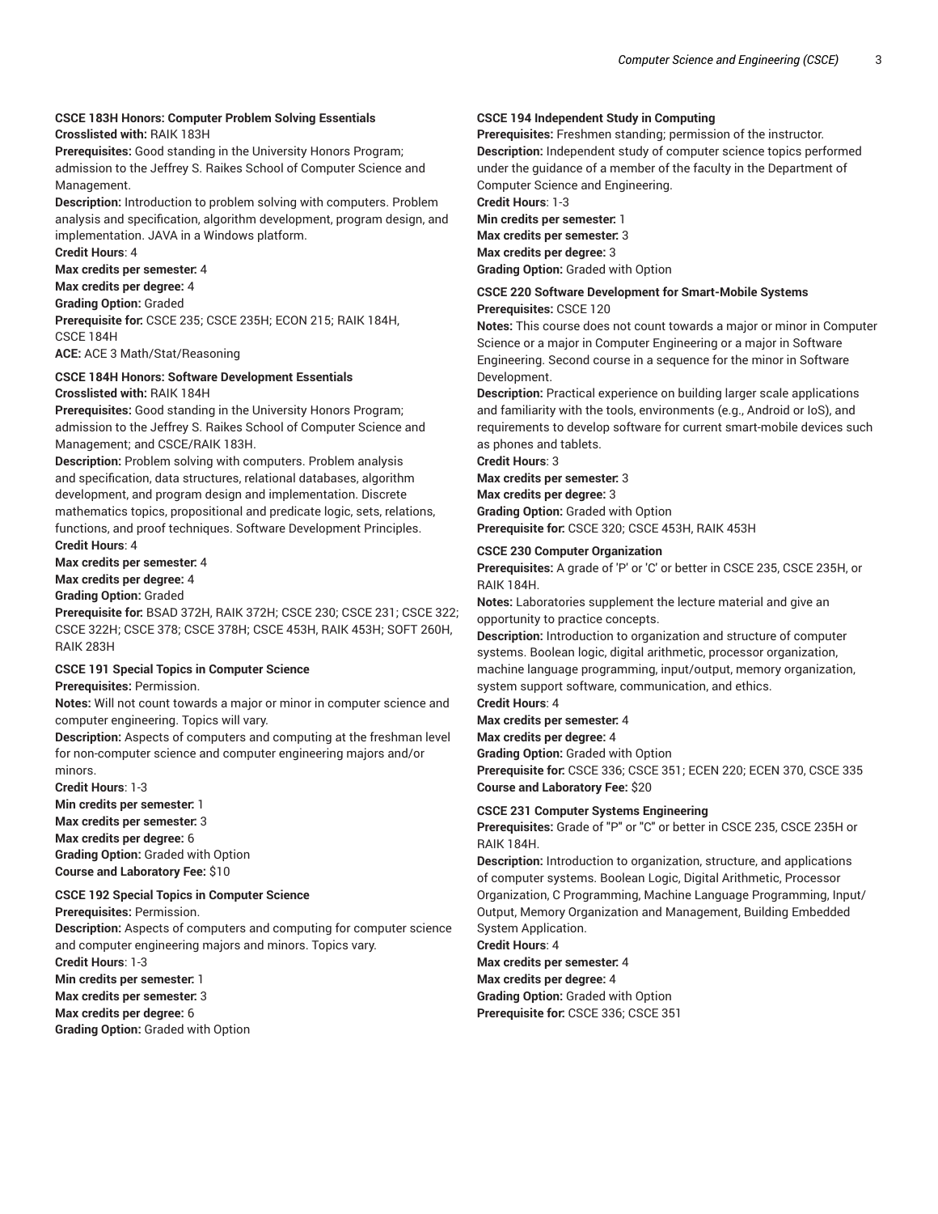**CSCE 183H Honors: Computer Problem Solving Essentials**
**Crosslisted with:** RAIK 183H
**Prerequisites:** Good standing in the University Honors Program; admission to the Jeffrey S. Raikes School of Computer Science and Management.
**Description:** Introduction to problem solving with computers. Problem analysis and specification, algorithm development, program design, and implementation. JAVA in a Windows platform.
**Credit Hours**: 4
**Max credits per semester:** 4
**Max credits per degree:** 4
**Grading Option:** Graded
**Prerequisite for:** CSCE 235; CSCE 235H; ECON 215; RAIK 184H, CSCE 184H
**ACE:** ACE 3 Math/Stat/Reasoning

**CSCE 184H Honors: Software Development Essentials**
**Crosslisted with:** RAIK 184H
**Prerequisites:** Good standing in the University Honors Program; admission to the Jeffrey S. Raikes School of Computer Science and Management; and CSCE/RAIK 183H.
**Description:** Problem solving with computers. Problem analysis and specification, data structures, relational databases, algorithm development, and program design and implementation. Discrete mathematics topics, propositional and predicate logic, sets, relations, functions, and proof techniques. Software Development Principles.
**Credit Hours**: 4
**Max credits per semester:** 4
**Max credits per degree:** 4
**Grading Option:** Graded
**Prerequisite for:** BSAD 372H, RAIK 372H; CSCE 230; CSCE 231; CSCE 322; CSCE 322H; CSCE 378; CSCE 378H; CSCE 453H, RAIK 453H; SOFT 260H, RAIK 283H

**CSCE 191 Special Topics in Computer Science**
**Prerequisites:** Permission.
**Notes:** Will not count towards a major or minor in computer science and computer engineering. Topics will vary.
**Description:** Aspects of computers and computing at the freshman level for non-computer science and computer engineering majors and/or minors.
**Credit Hours**: 1-3
**Min credits per semester:** 1
**Max credits per semester:** 3
**Max credits per degree:** 6
**Grading Option:** Graded with Option
**Course and Laboratory Fee:** $10

**CSCE 192 Special Topics in Computer Science**
**Prerequisites:** Permission.
**Description:** Aspects of computers and computing for computer science and computer engineering majors and minors. Topics vary.
**Credit Hours**: 1-3
**Min credits per semester:** 1
**Max credits per semester:** 3
**Max credits per degree:** 6
**Grading Option:** Graded with Option

**CSCE 194 Independent Study in Computing**
**Prerequisites:** Freshmen standing; permission of the instructor.
**Description:** Independent study of computer science topics performed under the guidance of a member of the faculty in the Department of Computer Science and Engineering.
**Credit Hours**: 1-3
**Min credits per semester:** 1
**Max credits per semester:** 3
**Max credits per degree:** 3
**Grading Option:** Graded with Option

**CSCE 220 Software Development for Smart-Mobile Systems**
**Prerequisites:** CSCE 120
**Notes:** This course does not count towards a major or minor in Computer Science or a major in Computer Engineering or a major in Software Engineering. Second course in a sequence for the minor in Software Development.
**Description:** Practical experience on building larger scale applications and familiarity with the tools, environments (e.g., Android or IoS), and requirements to develop software for current smart-mobile devices such as phones and tablets.
**Credit Hours**: 3
**Max credits per semester:** 3
**Max credits per degree:** 3
**Grading Option:** Graded with Option
**Prerequisite for:** CSCE 320; CSCE 453H, RAIK 453H

**CSCE 230 Computer Organization**
**Prerequisites:** A grade of 'P' or 'C' or better in CSCE 235, CSCE 235H, or RAIK 184H.
**Notes:** Laboratories supplement the lecture material and give an opportunity to practice concepts.
**Description:** Introduction to organization and structure of computer systems. Boolean logic, digital arithmetic, processor organization, machine language programming, input/output, memory organization, system support software, communication, and ethics.
**Credit Hours**: 4
**Max credits per semester:** 4
**Max credits per degree:** 4
**Grading Option:** Graded with Option
**Prerequisite for:** CSCE 336; CSCE 351; ECEN 220; ECEN 370, CSCE 335
**Course and Laboratory Fee:** $20

**CSCE 231 Computer Systems Engineering**
**Prerequisites:** Grade of "P" or "C" or better in CSCE 235, CSCE 235H or RAIK 184H.
**Description:** Introduction to organization, structure, and applications of computer systems. Boolean Logic, Digital Arithmetic, Processor Organization, C Programming, Machine Language Programming, Input/Output, Memory Organization and Management, Building Embedded System Application.
**Credit Hours**: 4
**Max credits per semester:** 4
**Max credits per degree:** 4
**Grading Option:** Graded with Option
**Prerequisite for:** CSCE 336; CSCE 351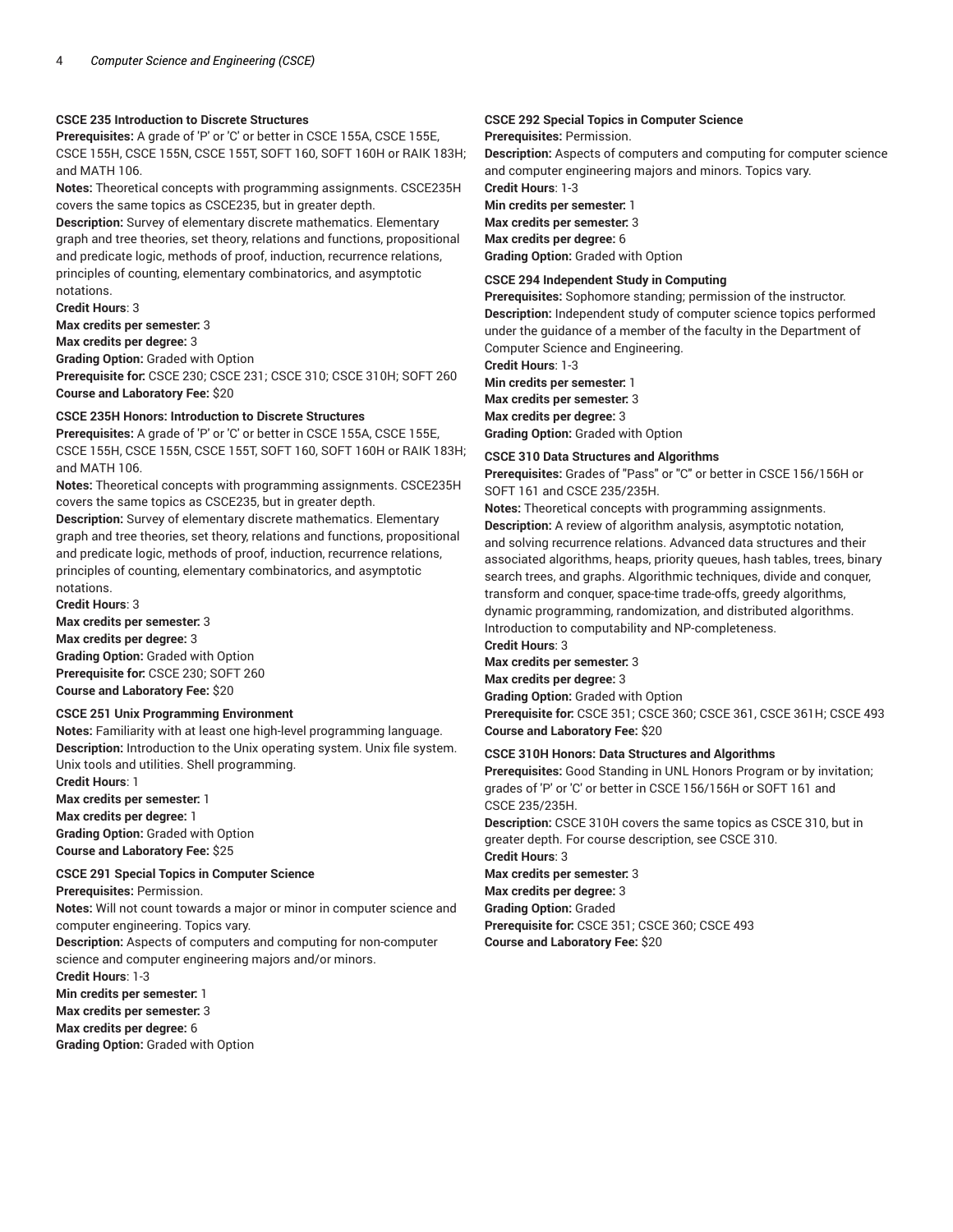**CSCE 235 Introduction to Discrete Structures**
**Prerequisites:** A grade of 'P' or 'C' or better in CSCE 155A, CSCE 155E, CSCE 155H, CSCE 155N, CSCE 155T, SOFT 160, SOFT 160H or RAIK 183H; and MATH 106.
**Notes:** Theoretical concepts with programming assignments. CSCE235H covers the same topics as CSCE235, but in greater depth.
**Description:** Survey of elementary discrete mathematics. Elementary graph and tree theories, set theory, relations and functions, propositional and predicate logic, methods of proof, induction, recurrence relations, principles of counting, elementary combinatorics, and asymptotic notations.
**Credit Hours**: 3
**Max credits per semester:** 3
**Max credits per degree:** 3
**Grading Option:** Graded with Option
**Prerequisite for:** CSCE 230; CSCE 231; CSCE 310; CSCE 310H; SOFT 260
**Course and Laboratory Fee:** $20

**CSCE 235H Honors: Introduction to Discrete Structures**
**Prerequisites:** A grade of 'P' or 'C' or better in CSCE 155A, CSCE 155E, CSCE 155H, CSCE 155N, CSCE 155T, SOFT 160, SOFT 160H or RAIK 183H; and MATH 106.
**Notes:** Theoretical concepts with programming assignments. CSCE235H covers the same topics as CSCE235, but in greater depth.
**Description:** Survey of elementary discrete mathematics. Elementary graph and tree theories, set theory, relations and functions, propositional and predicate logic, methods of proof, induction, recurrence relations, principles of counting, elementary combinatorics, and asymptotic notations.
**Credit Hours**: 3
**Max credits per semester:** 3
**Max credits per degree:** 3
**Grading Option:** Graded with Option
**Prerequisite for:** CSCE 230; SOFT 260
**Course and Laboratory Fee:** $20

**CSCE 251 Unix Programming Environment**
**Notes:** Familiarity with at least one high-level programming language.
**Description:** Introduction to the Unix operating system. Unix file system. Unix tools and utilities. Shell programming.
**Credit Hours**: 1
**Max credits per semester:** 1
**Max credits per degree:** 1
**Grading Option:** Graded with Option
**Course and Laboratory Fee:** $25

**CSCE 291 Special Topics in Computer Science**
**Prerequisites:** Permission.
**Notes:** Will not count towards a major or minor in computer science and computer engineering. Topics vary.
**Description:** Aspects of computers and computing for non-computer science and computer engineering majors and/or minors.
**Credit Hours**: 1-3
**Min credits per semester:** 1
**Max credits per semester:** 3
**Max credits per degree:** 6
**Grading Option:** Graded with Option

**CSCE 292 Special Topics in Computer Science**
**Prerequisites:** Permission.
**Description:** Aspects of computers and computing for computer science and computer engineering majors and minors. Topics vary.
**Credit Hours**: 1-3
**Min credits per semester:** 1
**Max credits per semester:** 3
**Max credits per degree:** 6
**Grading Option:** Graded with Option

**CSCE 294 Independent Study in Computing**
**Prerequisites:** Sophomore standing; permission of the instructor.
**Description:** Independent study of computer science topics performed under the guidance of a member of the faculty in the Department of Computer Science and Engineering.
**Credit Hours**: 1-3
**Min credits per semester:** 1
**Max credits per semester:** 3
**Max credits per degree:** 3
**Grading Option:** Graded with Option

**CSCE 310 Data Structures and Algorithms**
**Prerequisites:** Grades of "Pass" or "C" or better in CSCE 156/156H or SOFT 161 and CSCE 235/235H.
**Notes:** Theoretical concepts with programming assignments.
**Description:** A review of algorithm analysis, asymptotic notation, and solving recurrence relations. Advanced data structures and their associated algorithms, heaps, priority queues, hash tables, trees, binary search trees, and graphs. Algorithmic techniques, divide and conquer, transform and conquer, space-time trade-offs, greedy algorithms, dynamic programming, randomization, and distributed algorithms. Introduction to computability and NP-completeness.
**Credit Hours**: 3
**Max credits per semester:** 3
**Max credits per degree:** 3
**Grading Option:** Graded with Option
**Prerequisite for:** CSCE 351; CSCE 360; CSCE 361, CSCE 361H; CSCE 493
**Course and Laboratory Fee:** $20

**CSCE 310H Honors: Data Structures and Algorithms**
**Prerequisites:** Good Standing in UNL Honors Program or by invitation; grades of 'P' or 'C' or better in CSCE 156/156H or SOFT 161 and CSCE 235/235H.
**Description:** CSCE 310H covers the same topics as CSCE 310, but in greater depth. For course description, see CSCE 310.
**Credit Hours**: 3
**Max credits per semester:** 3
**Max credits per degree:** 3
**Grading Option:** Graded
**Prerequisite for:** CSCE 351; CSCE 360; CSCE 493
**Course and Laboratory Fee:** $20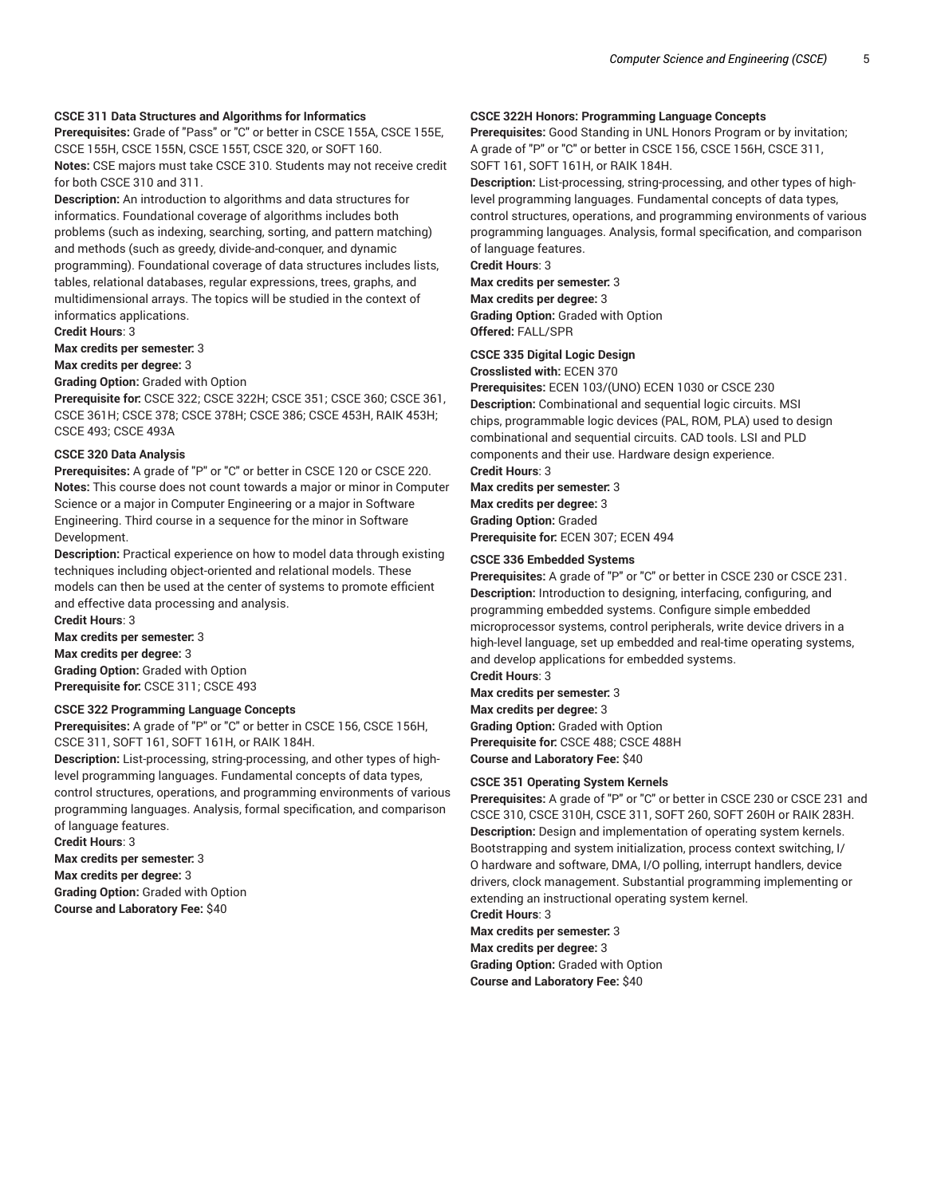#### CSCE 311 Data Structures and Algorithms for Informatics

**Prerequisites:** Grade of "Pass" or "C" or better in CSCE 155A, CSCE 155E, CSCE 155H, CSCE 155N, CSCE 155T, CSCE 320, or SOFT 160.
**Notes:** CSE majors must take CSCE 310. Students may not receive credit for both CSCE 310 and 311.
**Description:** An introduction to algorithms and data structures for informatics. Foundational coverage of algorithms includes both problems (such as indexing, searching, sorting, and pattern matching) and methods (such as greedy, divide-and-conquer, and dynamic programming). Foundational coverage of data structures includes lists, tables, relational databases, regular expressions, trees, graphs, and multidimensional arrays. The topics will be studied in the context of informatics applications.
**Credit Hours**: 3
**Max credits per semester:** 3
**Max credits per degree:** 3
**Grading Option:** Graded with Option
**Prerequisite for:** CSCE 322; CSCE 322H; CSCE 351; CSCE 360; CSCE 361, CSCE 361H; CSCE 378; CSCE 378H; CSCE 386; CSCE 453H, RAIK 453H; CSCE 493; CSCE 493A

#### CSCE 320 Data Analysis

**Prerequisites:** A grade of "P" or "C" or better in CSCE 120 or CSCE 220.
**Notes:** This course does not count towards a major or minor in Computer Science or a major in Computer Engineering or a major in Software Engineering. Third course in a sequence for the minor in Software Development.
**Description:** Practical experience on how to model data through existing techniques including object-oriented and relational models. These models can then be used at the center of systems to promote efficient and effective data processing and analysis.
**Credit Hours**: 3
**Max credits per semester:** 3
**Max credits per degree:** 3
**Grading Option:** Graded with Option
**Prerequisite for:** CSCE 311; CSCE 493

#### CSCE 322 Programming Language Concepts

**Prerequisites:** A grade of "P" or "C" or better in CSCE 156, CSCE 156H, CSCE 311, SOFT 161, SOFT 161H, or RAIK 184H.
**Description:** List-processing, string-processing, and other types of high-level programming languages. Fundamental concepts of data types, control structures, operations, and programming environments of various programming languages. Analysis, formal specification, and comparison of language features.
**Credit Hours**: 3
**Max credits per semester:** 3
**Max credits per degree:** 3
**Grading Option:** Graded with Option
**Course and Laboratory Fee:** $40

#### CSCE 322H Honors: Programming Language Concepts

**Prerequisites:** Good Standing in UNL Honors Program or by invitation; A grade of "P" or "C" or better in CSCE 156, CSCE 156H, CSCE 311, SOFT 161, SOFT 161H, or RAIK 184H.
**Description:** List-processing, string-processing, and other types of high-level programming languages. Fundamental concepts of data types, control structures, operations, and programming environments of various programming languages. Analysis, formal specification, and comparison of language features.
**Credit Hours**: 3
**Max credits per semester:** 3
**Max credits per degree:** 3
**Grading Option:** Graded with Option
**Offered:** FALL/SPR

#### CSCE 335 Digital Logic Design

**Crosslisted with:** ECEN 370
**Prerequisites:** ECEN 103/(UNO) ECEN 1030 or CSCE 230
**Description:** Combinational and sequential logic circuits. MSI chips, programmable logic devices (PAL, ROM, PLA) used to design combinational and sequential circuits. CAD tools. LSI and PLD components and their use. Hardware design experience.
**Credit Hours**: 3
**Max credits per semester:** 3
**Max credits per degree:** 3
**Grading Option:** Graded
**Prerequisite for:** ECEN 307; ECEN 494

#### CSCE 336 Embedded Systems

**Prerequisites:** A grade of "P" or "C" or better in CSCE 230 or CSCE 231.
**Description:** Introduction to designing, interfacing, configuring, and programming embedded systems. Configure simple embedded microprocessor systems, control peripherals, write device drivers in a high-level language, set up embedded and real-time operating systems, and develop applications for embedded systems.
**Credit Hours**: 3
**Max credits per semester:** 3
**Max credits per degree:** 3
**Grading Option:** Graded with Option
**Prerequisite for:** CSCE 488; CSCE 488H
**Course and Laboratory Fee:** $40

#### CSCE 351 Operating System Kernels

**Prerequisites:** A grade of "P" or "C" or better in CSCE 230 or CSCE 231 and CSCE 310, CSCE 310H, CSCE 311, SOFT 260, SOFT 260H or RAIK 283H.
**Description:** Design and implementation of operating system kernels. Bootstrapping and system initialization, process context switching, I/O hardware and software, DMA, I/O polling, interrupt handlers, device drivers, clock management. Substantial programming implementing or extending an instructional operating system kernel.
**Credit Hours**: 3
**Max credits per semester:** 3
**Max credits per degree:** 3
**Grading Option:** Graded with Option
**Course and Laboratory Fee:** $40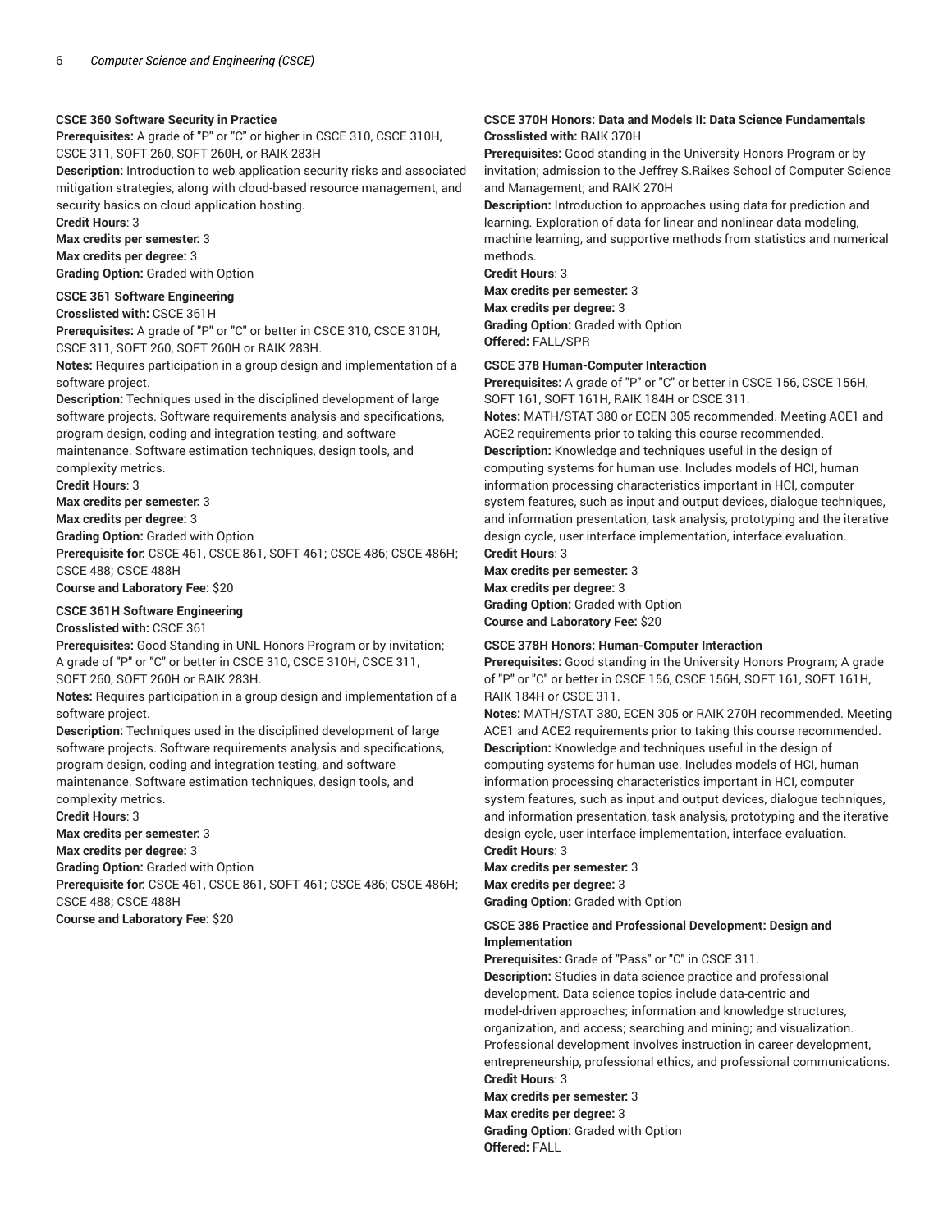**CSCE 360 Software Security in Practice**
**Prerequisites:** A grade of "P" or "C" or higher in CSCE 310, CSCE 310H, CSCE 311, SOFT 260, SOFT 260H, or RAIK 283H
**Description:** Introduction to web application security risks and associated mitigation strategies, along with cloud-based resource management, and security basics on cloud application hosting.
**Credit Hours**: 3
**Max credits per semester:** 3
**Max credits per degree:** 3
**Grading Option:** Graded with Option

**CSCE 361 Software Engineering**
**Crosslisted with:** CSCE 361H
**Prerequisites:** A grade of "P" or "C" or better in CSCE 310, CSCE 310H, CSCE 311, SOFT 260, SOFT 260H or RAIK 283H.
**Notes:** Requires participation in a group design and implementation of a software project.
**Description:** Techniques used in the disciplined development of large software projects. Software requirements analysis and specifications, program design, coding and integration testing, and software maintenance. Software estimation techniques, design tools, and complexity metrics.
**Credit Hours**: 3
**Max credits per semester:** 3
**Max credits per degree:** 3
**Grading Option:** Graded with Option
**Prerequisite for:** CSCE 461, CSCE 861, SOFT 461; CSCE 486; CSCE 486H; CSCE 488; CSCE 488H
**Course and Laboratory Fee:** $20

**CSCE 361H Software Engineering**
**Crosslisted with:** CSCE 361
**Prerequisites:** Good Standing in UNL Honors Program or by invitation; A grade of "P" or "C" or better in CSCE 310, CSCE 310H, CSCE 311, SOFT 260, SOFT 260H or RAIK 283H.
**Notes:** Requires participation in a group design and implementation of a software project.
**Description:** Techniques used in the disciplined development of large software projects. Software requirements analysis and specifications, program design, coding and integration testing, and software maintenance. Software estimation techniques, design tools, and complexity metrics.
**Credit Hours**: 3
**Max credits per semester:** 3
**Max credits per degree:** 3
**Grading Option:** Graded with Option
**Prerequisite for:** CSCE 461, CSCE 861, SOFT 461; CSCE 486; CSCE 486H; CSCE 488; CSCE 488H
**Course and Laboratory Fee:** $20

**CSCE 370H Honors: Data and Models II: Data Science Fundamentals**
**Crosslisted with:** RAIK 370H
**Prerequisites:** Good standing in the University Honors Program or by invitation; admission to the Jeffrey S.Raikes School of Computer Science and Management; and RAIK 270H
**Description:** Introduction to approaches using data for prediction and learning. Exploration of data for linear and nonlinear data modeling, machine learning, and supportive methods from statistics and numerical methods.
**Credit Hours**: 3
**Max credits per semester:** 3
**Max credits per degree:** 3
**Grading Option:** Graded with Option
**Offered:** FALL/SPR

**CSCE 378 Human-Computer Interaction**
**Prerequisites:** A grade of "P" or "C" or better in CSCE 156, CSCE 156H, SOFT 161, SOFT 161H, RAIK 184H or CSCE 311.
**Notes:** MATH/STAT 380 or ECEN 305 recommended. Meeting ACE1 and ACE2 requirements prior to taking this course recommended.
**Description:** Knowledge and techniques useful in the design of computing systems for human use. Includes models of HCI, human information processing characteristics important in HCI, computer system features, such as input and output devices, dialogue techniques, and information presentation, task analysis, prototyping and the iterative design cycle, user interface implementation, interface evaluation.
**Credit Hours**: 3
**Max credits per semester:** 3
**Max credits per degree:** 3
**Grading Option:** Graded with Option
**Course and Laboratory Fee:** $20

**CSCE 378H Honors: Human-Computer Interaction**
**Prerequisites:** Good standing in the University Honors Program; A grade of "P" or "C" or better in CSCE 156, CSCE 156H, SOFT 161, SOFT 161H, RAIK 184H or CSCE 311.
**Notes:** MATH/STAT 380, ECEN 305 or RAIK 270H recommended. Meeting ACE1 and ACE2 requirements prior to taking this course recommended.
**Description:** Knowledge and techniques useful in the design of computing systems for human use. Includes models of HCI, human information processing characteristics important in HCI, computer system features, such as input and output devices, dialogue techniques, and information presentation, task analysis, prototyping and the iterative design cycle, user interface implementation, interface evaluation.
**Credit Hours**: 3
**Max credits per semester:** 3
**Max credits per degree:** 3
**Grading Option:** Graded with Option

**CSCE 386 Practice and Professional Development: Design and Implementation**
**Prerequisites:** Grade of "Pass" or "C" in CSCE 311.
**Description:** Studies in data science practice and professional development. Data science topics include data-centric and model-driven approaches; information and knowledge structures, organization, and access; searching and mining; and visualization. Professional development involves instruction in career development, entrepreneurship, professional ethics, and professional communications.
**Credit Hours**: 3
**Max credits per semester:** 3
**Max credits per degree:** 3
**Grading Option:** Graded with Option
**Offered:** FALL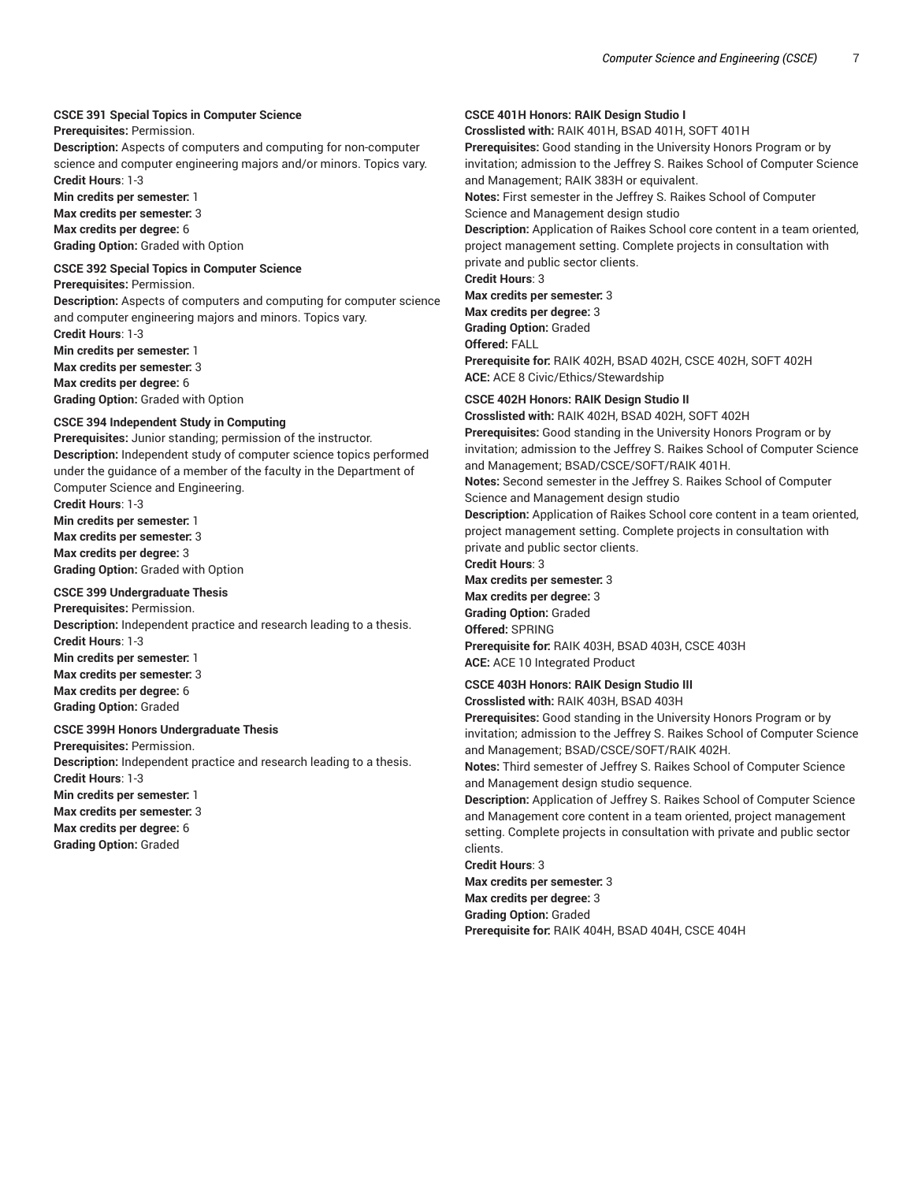**CSCE 391 Special Topics in Computer Science**
**Prerequisites:** Permission.
**Description:** Aspects of computers and computing for non-computer science and computer engineering majors and/or minors. Topics vary.
**Credit Hours**: 1-3
**Min credits per semester:** 1
**Max credits per semester:** 3
**Max credits per degree:** 6
**Grading Option:** Graded with Option

**CSCE 392 Special Topics in Computer Science**
**Prerequisites:** Permission.
**Description:** Aspects of computers and computing for computer science and computer engineering majors and minors. Topics vary.
**Credit Hours**: 1-3
**Min credits per semester:** 1
**Max credits per semester:** 3
**Max credits per degree:** 6
**Grading Option:** Graded with Option

**CSCE 394 Independent Study in Computing**
**Prerequisites:** Junior standing; permission of the instructor.
**Description:** Independent study of computer science topics performed under the guidance of a member of the faculty in the Department of Computer Science and Engineering.
**Credit Hours**: 1-3
**Min credits per semester:** 1
**Max credits per semester:** 3
**Max credits per degree:** 3
**Grading Option:** Graded with Option

**CSCE 399 Undergraduate Thesis**
**Prerequisites:** Permission.
**Description:** Independent practice and research leading to a thesis.
**Credit Hours**: 1-3
**Min credits per semester:** 1
**Max credits per semester:** 3
**Max credits per degree:** 6
**Grading Option:** Graded

**CSCE 399H Honors Undergraduate Thesis**
**Prerequisites:** Permission.
**Description:** Independent practice and research leading to a thesis.
**Credit Hours**: 1-3
**Min credits per semester:** 1
**Max credits per semester:** 3
**Max credits per degree:** 6
**Grading Option:** Graded

**CSCE 401H Honors: RAIK Design Studio I**
**Crosslisted with:** RAIK 401H, BSAD 401H, SOFT 401H
**Prerequisites:** Good standing in the University Honors Program or by invitation; admission to the Jeffrey S. Raikes School of Computer Science and Management; RAIK 383H or equivalent.
**Notes:** First semester in the Jeffrey S. Raikes School of Computer Science and Management design studio
**Description:** Application of Raikes School core content in a team oriented, project management setting. Complete projects in consultation with private and public sector clients.
**Credit Hours**: 3
**Max credits per semester:** 3
**Max credits per degree:** 3
**Grading Option:** Graded
**Offered:** FALL
**Prerequisite for:** RAIK 402H, BSAD 402H, CSCE 402H, SOFT 402H
**ACE:** ACE 8 Civic/Ethics/Stewardship

**CSCE 402H Honors: RAIK Design Studio II**
**Crosslisted with:** RAIK 402H, BSAD 402H, SOFT 402H
**Prerequisites:** Good standing in the University Honors Program or by invitation; admission to the Jeffrey S. Raikes School of Computer Science and Management; BSAD/CSCE/SOFT/RAIK 401H.
**Notes:** Second semester in the Jeffrey S. Raikes School of Computer Science and Management design studio
**Description:** Application of Raikes School core content in a team oriented, project management setting. Complete projects in consultation with private and public sector clients.
**Credit Hours**: 3
**Max credits per semester:** 3
**Max credits per degree:** 3
**Grading Option:** Graded
**Offered:** SPRING
**Prerequisite for:** RAIK 403H, BSAD 403H, CSCE 403H
**ACE:** ACE 10 Integrated Product

**CSCE 403H Honors: RAIK Design Studio III**
**Crosslisted with:** RAIK 403H, BSAD 403H
**Prerequisites:** Good standing in the University Honors Program or by invitation; admission to the Jeffrey S. Raikes School of Computer Science and Management; BSAD/CSCE/SOFT/RAIK 402H.
**Notes:** Third semester of Jeffrey S. Raikes School of Computer Science and Management design studio sequence.
**Description:** Application of Jeffrey S. Raikes School of Computer Science and Management core content in a team oriented, project management setting. Complete projects in consultation with private and public sector clients.
**Credit Hours**: 3
**Max credits per semester:** 3
**Max credits per degree:** 3
**Grading Option:** Graded
**Prerequisite for:** RAIK 404H, BSAD 404H, CSCE 404H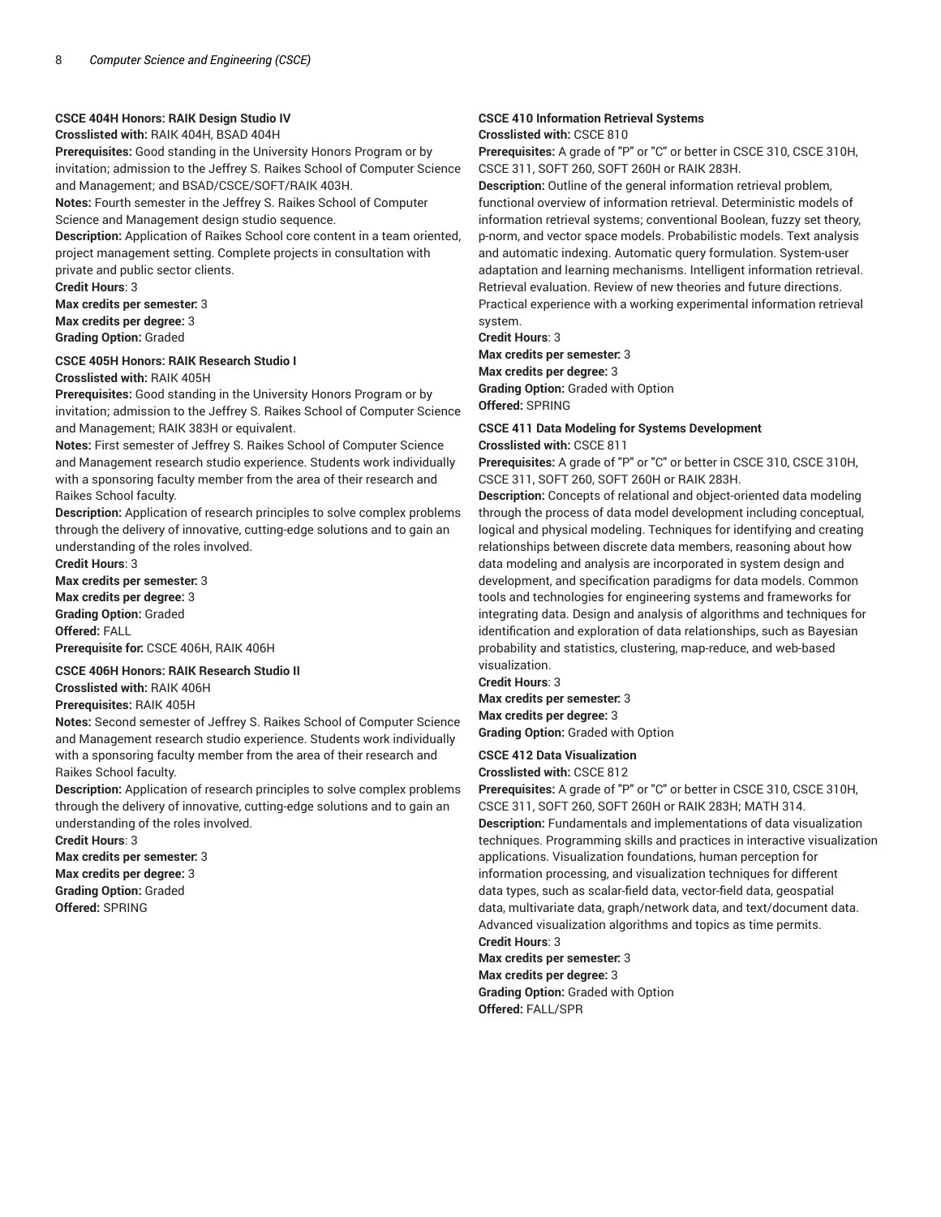#### CSCE 404H Honors: RAIK Design Studio IV

**Crosslisted with:** RAIK 404H, BSAD 404H

**Prerequisites:** Good standing in the University Honors Program or by invitation; admission to the Jeffrey S. Raikes School of Computer Science and Management; and BSAD/CSCE/SOFT/RAIK 403H.

**Notes:** Fourth semester in the Jeffrey S. Raikes School of Computer Science and Management design studio sequence.

**Description:** Application of Raikes School core content in a team oriented, project management setting. Complete projects in consultation with private and public sector clients.

**Credit Hours**: 3

**Max credits per semester:** 3

**Max credits per degree:** 3

**Grading Option:** Graded

#### CSCE 405H Honors: RAIK Research Studio I

**Crosslisted with:** RAIK 405H

**Prerequisites:** Good standing in the University Honors Program or by invitation; admission to the Jeffrey S. Raikes School of Computer Science and Management; RAIK 383H or equivalent.

**Notes:** First semester of Jeffrey S. Raikes School of Computer Science and Management research studio experience. Students work individually with a sponsoring faculty member from the area of their research and Raikes School faculty.

**Description:** Application of research principles to solve complex problems through the delivery of innovative, cutting-edge solutions and to gain an understanding of the roles involved.

**Credit Hours**: 3

**Max credits per semester:** 3

**Max credits per degree:** 3

**Grading Option:** Graded

**Offered:** FALL

**Prerequisite for:** CSCE 406H, RAIK 406H

#### CSCE 406H Honors: RAIK Research Studio II

**Crosslisted with:** RAIK 406H

**Prerequisites:** RAIK 405H

**Notes:** Second semester of Jeffrey S. Raikes School of Computer Science and Management research studio experience. Students work individually with a sponsoring faculty member from the area of their research and Raikes School faculty.

**Description:** Application of research principles to solve complex problems through the delivery of innovative, cutting-edge solutions and to gain an understanding of the roles involved.

**Credit Hours**: 3

**Max credits per semester:** 3

**Max credits per degree:** 3

**Grading Option:** Graded

**Offered:** SPRING

#### CSCE 410 Information Retrieval Systems

**Crosslisted with:** CSCE 810

**Prerequisites:** A grade of "P" or "C" or better in CSCE 310, CSCE 310H, CSCE 311, SOFT 260, SOFT 260H or RAIK 283H.

**Description:** Outline of the general information retrieval problem, functional overview of information retrieval. Deterministic models of information retrieval systems; conventional Boolean, fuzzy set theory, p-norm, and vector space models. Probabilistic models. Text analysis and automatic indexing. Automatic query formulation. System-user adaptation and learning mechanisms. Intelligent information retrieval. Retrieval evaluation. Review of new theories and future directions. Practical experience with a working experimental information retrieval system.

**Credit Hours**: 3

**Max credits per semester:** 3

**Max credits per degree:** 3

**Grading Option:** Graded with Option

**Offered:** SPRING

#### CSCE 411 Data Modeling for Systems Development

**Crosslisted with:** CSCE 811

**Prerequisites:** A grade of "P" or "C" or better in CSCE 310, CSCE 310H, CSCE 311, SOFT 260, SOFT 260H or RAIK 283H.

**Description:** Concepts of relational and object-oriented data modeling through the process of data model development including conceptual, logical and physical modeling. Techniques for identifying and creating relationships between discrete data members, reasoning about how data modeling and analysis are incorporated in system design and development, and specification paradigms for data models. Common tools and technologies for engineering systems and frameworks for integrating data. Design and analysis of algorithms and techniques for identification and exploration of data relationships, such as Bayesian probability and statistics, clustering, map-reduce, and web-based visualization.

**Credit Hours**: 3

**Max credits per semester:** 3

**Max credits per degree:** 3

**Grading Option:** Graded with Option

#### CSCE 412 Data Visualization

**Crosslisted with:** CSCE 812

**Prerequisites:** A grade of "P" or "C" or better in CSCE 310, CSCE 310H, CSCE 311, SOFT 260, SOFT 260H or RAIK 283H; MATH 314.

**Description:** Fundamentals and implementations of data visualization techniques. Programming skills and practices in interactive visualization applications. Visualization foundations, human perception for information processing, and visualization techniques for different data types, such as scalar-field data, vector-field data, geospatial data, multivariate data, graph/network data, and text/document data. Advanced visualization algorithms and topics as time permits.

**Credit Hours**: 3

**Max credits per semester:** 3

**Max credits per degree:** 3

**Grading Option:** Graded with Option

**Offered:** FALL/SPR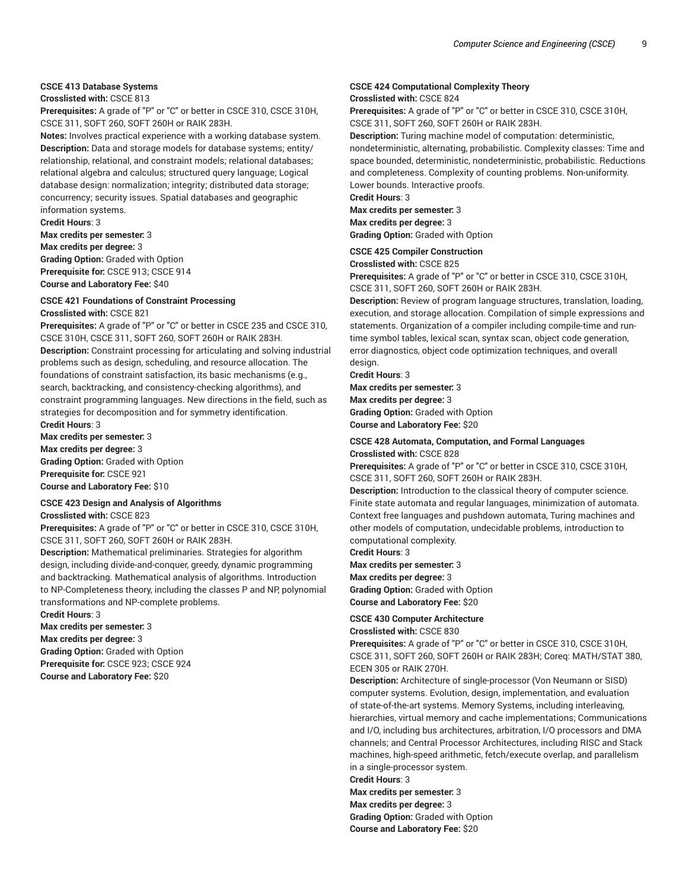**CSCE 413 Database Systems**

**Crosslisted with:** CSCE 813

**Prerequisites:** A grade of "P" or "C" or better in CSCE 310, CSCE 310H, CSCE 311, SOFT 260, SOFT 260H or RAIK 283H.

**Notes:** Involves practical experience with a working database system.

**Description:** Data and storage models for database systems; entity/relationship, relational, and constraint models; relational databases; relational algebra and calculus; structured query language; Logical database design: normalization; integrity; distributed data storage; concurrency; security issues. Spatial databases and geographic information systems.

**Credit Hours**: 3

**Max credits per semester:** 3

**Max credits per degree:** 3

**Grading Option:** Graded with Option

**Prerequisite for:** CSCE 913; CSCE 914

**Course and Laboratory Fee:** $40

**CSCE 421 Foundations of Constraint Processing**

**Crosslisted with:** CSCE 821

**Prerequisites:** A grade of "P" or "C" or better in CSCE 235 and CSCE 310, CSCE 310H, CSCE 311, SOFT 260, SOFT 260H or RAIK 283H.

**Description:** Constraint processing for articulating and solving industrial problems such as design, scheduling, and resource allocation. The foundations of constraint satisfaction, its basic mechanisms (e.g., search, backtracking, and consistency-checking algorithms), and constraint programming languages. New directions in the field, such as strategies for decomposition and for symmetry identification.

**Credit Hours**: 3

**Max credits per semester:** 3

**Max credits per degree:** 3

**Grading Option:** Graded with Option

**Prerequisite for:** CSCE 921

**Course and Laboratory Fee:** $10

**CSCE 423 Design and Analysis of Algorithms**

**Crosslisted with:** CSCE 823

**Prerequisites:** A grade of "P" or "C" or better in CSCE 310, CSCE 310H, CSCE 311, SOFT 260, SOFT 260H or RAIK 283H.

**Description:** Mathematical preliminaries. Strategies for algorithm design, including divide-and-conquer, greedy, dynamic programming and backtracking. Mathematical analysis of algorithms. Introduction to NP-Completeness theory, including the classes P and NP, polynomial transformations and NP-complete problems.

**Credit Hours**: 3

**Max credits per semester:** 3

**Max credits per degree:** 3

**Grading Option:** Graded with Option

**Prerequisite for:** CSCE 923; CSCE 924

**Course and Laboratory Fee:** $20

**CSCE 424 Computational Complexity Theory**

**Crosslisted with:** CSCE 824

**Prerequisites:** A grade of "P" or "C" or better in CSCE 310, CSCE 310H, CSCE 311, SOFT 260, SOFT 260H or RAIK 283H.

**Description:** Turing machine model of computation: deterministic, nondeterministic, alternating, probabilistic. Complexity classes: Time and space bounded, deterministic, nondeterministic, probabilistic. Reductions and completeness. Complexity of counting problems. Non-uniformity. Lower bounds. Interactive proofs.

**Credit Hours**: 3

**Max credits per semester:** 3

**Max credits per degree:** 3

**Grading Option:** Graded with Option

**CSCE 425 Compiler Construction**

**Crosslisted with:** CSCE 825

**Prerequisites:** A grade of "P" or "C" or better in CSCE 310, CSCE 310H, CSCE 311, SOFT 260, SOFT 260H or RAIK 283H.

**Description:** Review of program language structures, translation, loading, execution, and storage allocation. Compilation of simple expressions and statements. Organization of a compiler including compile-time and run-time symbol tables, lexical scan, syntax scan, object code generation, error diagnostics, object code optimization techniques, and overall design.

**Credit Hours**: 3

**Max credits per semester:** 3

**Max credits per degree:** 3

**Grading Option:** Graded with Option

**Course and Laboratory Fee:** $20

**CSCE 428 Automata, Computation, and Formal Languages**

**Crosslisted with:** CSCE 828

**Prerequisites:** A grade of "P" or "C" or better in CSCE 310, CSCE 310H, CSCE 311, SOFT 260, SOFT 260H or RAIK 283H.

**Description:** Introduction to the classical theory of computer science. Finite state automata and regular languages, minimization of automata. Context free languages and pushdown automata, Turing machines and other models of computation, undecidable problems, introduction to computational complexity.

**Credit Hours**: 3

**Max credits per semester:** 3

**Max credits per degree:** 3

**Grading Option:** Graded with Option

**Course and Laboratory Fee:** $20

**CSCE 430 Computer Architecture**

**Crosslisted with:** CSCE 830

**Prerequisites:** A grade of "P" or "C" or better in CSCE 310, CSCE 310H, CSCE 311, SOFT 260, SOFT 260H or RAIK 283H; Coreq: MATH/STAT 380, ECEN 305 or RAIK 270H.

**Description:** Architecture of single-processor (Von Neumann or SISD) computer systems. Evolution, design, implementation, and evaluation of state-of-the-art systems. Memory Systems, including interleaving, hierarchies, virtual memory and cache implementations; Communications and I/O, including bus architectures, arbitration, I/O processors and DMA channels; and Central Processor Architectures, including RISC and Stack machines, high-speed arithmetic, fetch/execute overlap, and parallelism in a single-processor system.

**Credit Hours**: 3

**Max credits per semester:** 3

**Max credits per degree:** 3

**Grading Option:** Graded with Option

**Course and Laboratory Fee:** $20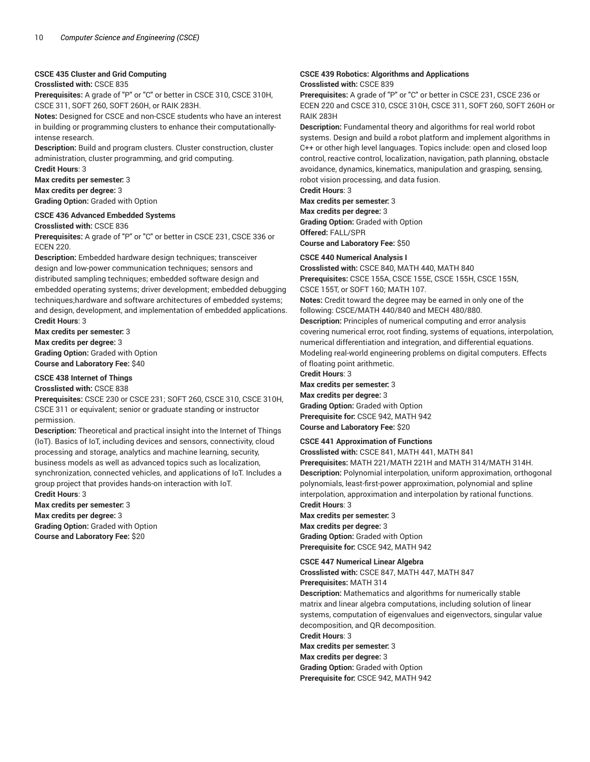**CSCE 435 Cluster and Grid Computing**

**Crosslisted with:** CSCE 835

**Prerequisites:** A grade of "P" or "C" or better in CSCE 310, CSCE 310H, CSCE 311, SOFT 260, SOFT 260H, or RAIK 283H.

**Notes:** Designed for CSCE and non-CSCE students who have an interest in building or programming clusters to enhance their computationally-intense research.

**Description:** Build and program clusters. Cluster construction, cluster administration, cluster programming, and grid computing.

**Credit Hours**: 3

**Max credits per semester:** 3

**Max credits per degree:** 3

**Grading Option:** Graded with Option

**CSCE 436 Advanced Embedded Systems**

**Crosslisted with:** CSCE 836

**Prerequisites:** A grade of "P" or "C" or better in CSCE 231, CSCE 336 or ECEN 220.

**Description:** Embedded hardware design techniques; transceiver design and low-power communication techniques; sensors and distributed sampling techniques; embedded software design and embedded operating systems; driver development; embedded debugging techniques;hardware and software architectures of embedded systems; and design, development, and implementation of embedded applications.

**Credit Hours**: 3

**Max credits per semester:** 3

**Max credits per degree:** 3

**Grading Option:** Graded with Option

**Course and Laboratory Fee:** $40

**CSCE 438 Internet of Things**

**Crosslisted with:** CSCE 838

**Prerequisites:** CSCE 230 or CSCE 231; SOFT 260, CSCE 310, CSCE 310H, CSCE 311 or equivalent; senior or graduate standing or instructor permission.

**Description:** Theoretical and practical insight into the Internet of Things (IoT). Basics of IoT, including devices and sensors, connectivity, cloud processing and storage, analytics and machine learning, security, business models as well as advanced topics such as localization, synchronization, connected vehicles, and applications of IoT. Includes a group project that provides hands-on interaction with IoT.

**Credit Hours**: 3

**Max credits per semester:** 3

**Max credits per degree:** 3

**Grading Option:** Graded with Option

**Course and Laboratory Fee:** $20

**CSCE 439 Robotics: Algorithms and Applications**

**Crosslisted with:** CSCE 839

**Prerequisites:** A grade of "P" or "C" or better in CSCE 231, CSCE 236 or ECEN 220 and CSCE 310, CSCE 310H, CSCE 311, SOFT 260, SOFT 260H or RAIK 283H

**Description:** Fundamental theory and algorithms for real world robot systems. Design and build a robot platform and implement algorithms in C++ or other high level languages. Topics include: open and closed loop control, reactive control, localization, navigation, path planning, obstacle avoidance, dynamics, kinematics, manipulation and grasping, sensing, robot vision processing, and data fusion.

**Credit Hours**: 3

**Max credits per semester:** 3

**Max credits per degree:** 3

**Grading Option:** Graded with Option

**Offered:** FALL/SPR

**Course and Laboratory Fee:** $50

**CSCE 440 Numerical Analysis I**

**Crosslisted with:** CSCE 840, MATH 440, MATH 840

**Prerequisites:** CSCE 155A, CSCE 155E, CSCE 155H, CSCE 155N, CSCE 155T, or SOFT 160; MATH 107.

**Notes:** Credit toward the degree may be earned in only one of the following: CSCE/MATH 440/840 and MECH 480/880.

**Description:** Principles of numerical computing and error analysis covering numerical error, root finding, systems of equations, interpolation, numerical differentiation and integration, and differential equations. Modeling real-world engineering problems on digital computers. Effects of floating point arithmetic.

**Credit Hours**: 3

**Max credits per semester:** 3

**Max credits per degree:** 3

**Grading Option:** Graded with Option

**Prerequisite for:** CSCE 942, MATH 942

**Course and Laboratory Fee:** $20

**CSCE 441 Approximation of Functions**

**Crosslisted with:** CSCE 841, MATH 441, MATH 841

**Prerequisites:** MATH 221/MATH 221H and MATH 314/MATH 314H.

**Description:** Polynomial interpolation, uniform approximation, orthogonal polynomials, least-first-power approximation, polynomial and spline interpolation, approximation and interpolation by rational functions.

**Credit Hours**: 3

**Max credits per semester:** 3

**Max credits per degree:** 3

**Grading Option:** Graded with Option

**Prerequisite for:** CSCE 942, MATH 942

**CSCE 447 Numerical Linear Algebra**

**Crosslisted with:** CSCE 847, MATH 447, MATH 847

**Prerequisites:** MATH 314

**Description:** Mathematics and algorithms for numerically stable matrix and linear algebra computations, including solution of linear systems, computation of eigenvalues and eigenvectors, singular value decomposition, and QR decomposition.

**Credit Hours**: 3

**Max credits per semester:** 3

**Max credits per degree:** 3

**Grading Option:** Graded with Option

**Prerequisite for:** CSCE 942, MATH 942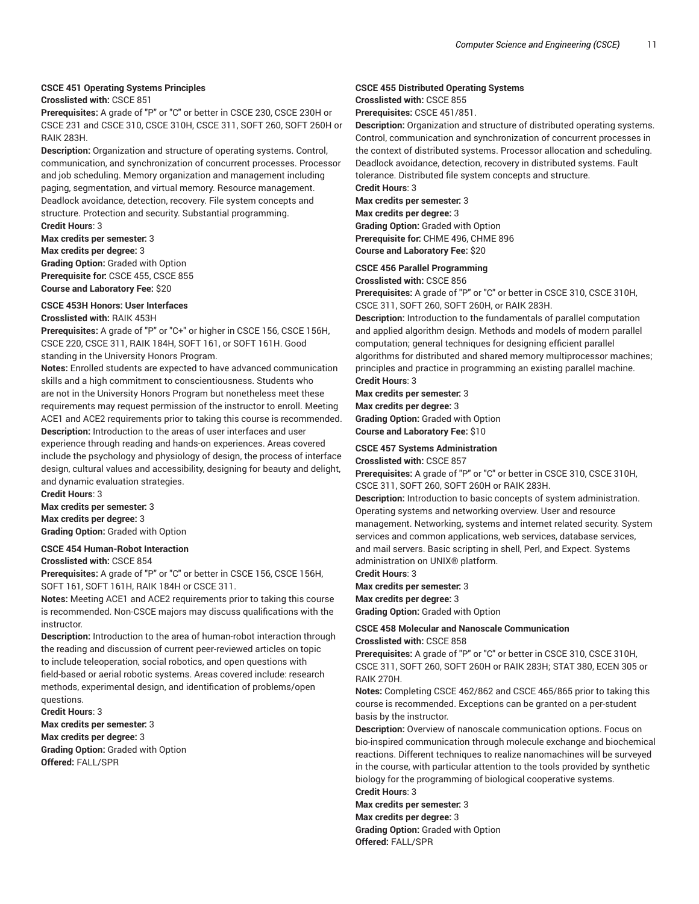### CSCE 451 Operating Systems Principles

**Crosslisted with:** CSCE 851
**Prerequisites:** A grade of "P" or "C" or better in CSCE 230, CSCE 230H or CSCE 231 and CSCE 310, CSCE 310H, CSCE 311, SOFT 260, SOFT 260H or RAIK 283H.
**Description:** Organization and structure of operating systems. Control, communication, and synchronization of concurrent processes. Processor and job scheduling. Memory organization and management including paging, segmentation, and virtual memory. Resource management. Deadlock avoidance, detection, recovery. File system concepts and structure. Protection and security. Substantial programming.
**Credit Hours**: 3
**Max credits per semester:** 3
**Max credits per degree:** 3
**Grading Option:** Graded with Option
**Prerequisite for:** CSCE 455, CSCE 855
**Course and Laboratory Fee:** $20

### CSCE 453H Honors: User Interfaces

**Crosslisted with:** RAIK 453H
**Prerequisites:** A grade of "P" or "C+" or higher in CSCE 156, CSCE 156H, CSCE 220, CSCE 311, RAIK 184H, SOFT 161, or SOFT 161H. Good standing in the University Honors Program.
**Notes:** Enrolled students are expected to have advanced communication skills and a high commitment to conscientiousness. Students who are not in the University Honors Program but nonetheless meet these requirements may request permission of the instructor to enroll. Meeting ACE1 and ACE2 requirements prior to taking this course is recommended.
**Description:** Introduction to the areas of user interfaces and user experience through reading and hands-on experiences. Areas covered include the psychology and physiology of design, the process of interface design, cultural values and accessibility, designing for beauty and delight, and dynamic evaluation strategies.
**Credit Hours**: 3
**Max credits per semester:** 3
**Max credits per degree:** 3
**Grading Option:** Graded with Option

### CSCE 454 Human-Robot Interaction

**Crosslisted with:** CSCE 854
**Prerequisites:** A grade of "P" or "C" or better in CSCE 156, CSCE 156H, SOFT 161, SOFT 161H, RAIK 184H or CSCE 311.
**Notes:** Meeting ACE1 and ACE2 requirements prior to taking this course is recommended. Non-CSCE majors may discuss qualifications with the instructor.
**Description:** Introduction to the area of human-robot interaction through the reading and discussion of current peer-reviewed articles on topic to include teleoperation, social robotics, and open questions with field-based or aerial robotic systems. Areas covered include: research methods, experimental design, and identification of problems/open questions.
**Credit Hours**: 3
**Max credits per semester:** 3
**Max credits per degree:** 3
**Grading Option:** Graded with Option
**Offered:** FALL/SPR

### CSCE 455 Distributed Operating Systems

**Crosslisted with:** CSCE 855
**Prerequisites:** CSCE 451/851.
**Description:** Organization and structure of distributed operating systems. Control, communication and synchronization of concurrent processes in the context of distributed systems. Processor allocation and scheduling. Deadlock avoidance, detection, recovery in distributed systems. Fault tolerance. Distributed file system concepts and structure.
**Credit Hours**: 3
**Max credits per semester:** 3
**Max credits per degree:** 3
**Grading Option:** Graded with Option
**Prerequisite for:** CHME 496, CHME 896
**Course and Laboratory Fee:** $20

### CSCE 456 Parallel Programming

**Crosslisted with:** CSCE 856
**Prerequisites:** A grade of "P" or "C" or better in CSCE 310, CSCE 310H, CSCE 311, SOFT 260, SOFT 260H, or RAIK 283H.
**Description:** Introduction to the fundamentals of parallel computation and applied algorithm design. Methods and models of modern parallel computation; general techniques for designing efficient parallel algorithms for distributed and shared memory multiprocessor machines; principles and practice in programming an existing parallel machine.
**Credit Hours**: 3
**Max credits per semester:** 3
**Max credits per degree:** 3
**Grading Option:** Graded with Option
**Course and Laboratory Fee:** $10

### CSCE 457 Systems Administration

**Crosslisted with:** CSCE 857
**Prerequisites:** A grade of "P" or "C" or better in CSCE 310, CSCE 310H, CSCE 311, SOFT 260, SOFT 260H or RAIK 283H.
**Description:** Introduction to basic concepts of system administration. Operating systems and networking overview. User and resource management. Networking, systems and internet related security. System services and common applications, web services, database services, and mail servers. Basic scripting in shell, Perl, and Expect. Systems administration on UNIX® platform.
**Credit Hours**: 3
**Max credits per semester:** 3
**Max credits per degree:** 3
**Grading Option:** Graded with Option

### CSCE 458 Molecular and Nanoscale Communication

**Crosslisted with:** CSCE 858
**Prerequisites:** A grade of "P" or "C" or better in CSCE 310, CSCE 310H, CSCE 311, SOFT 260, SOFT 260H or RAIK 283H; STAT 380, ECEN 305 or RAIK 270H.
**Notes:** Completing CSCE 462/862 and CSCE 465/865 prior to taking this course is recommended. Exceptions can be granted on a per-student basis by the instructor.
**Description:** Overview of nanoscale communication options. Focus on bio-inspired communication through molecule exchange and biochemical reactions. Different techniques to realize nanomachines will be surveyed in the course, with particular attention to the tools provided by synthetic biology for the programming of biological cooperative systems.
**Credit Hours**: 3
**Max credits per semester:** 3
**Max credits per degree:** 3
**Grading Option:** Graded with Option
**Offered:** FALL/SPR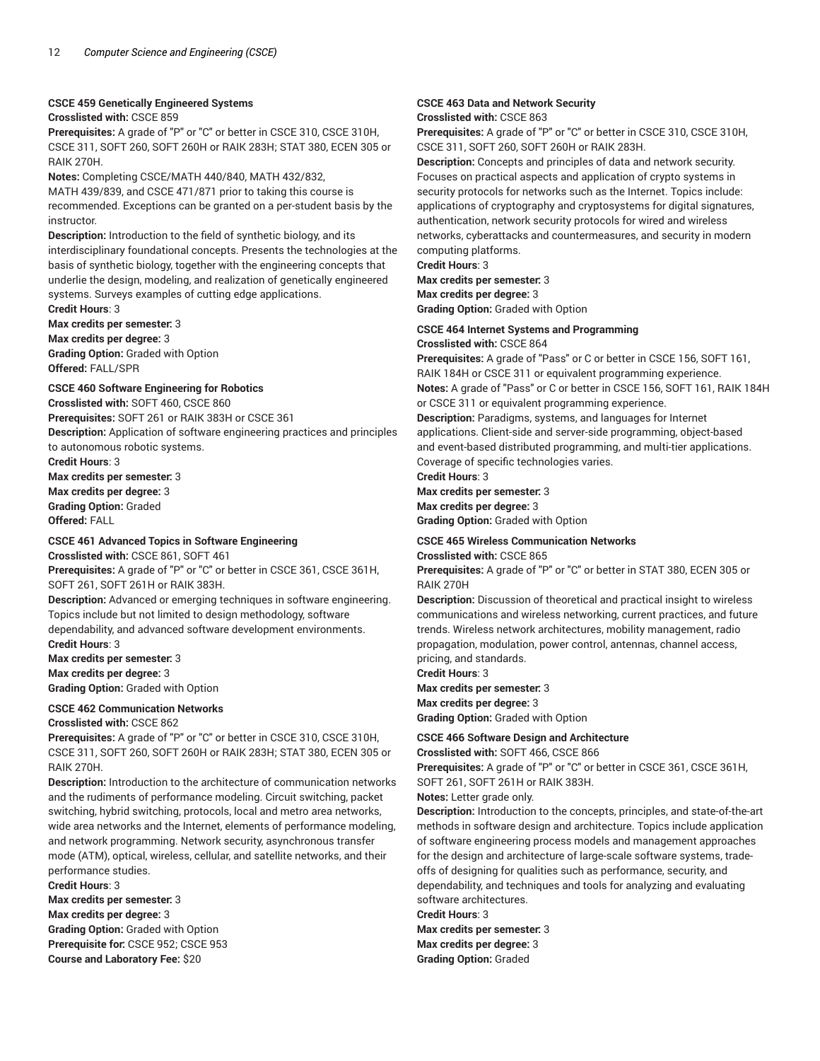**CSCE 459 Genetically Engineered Systems**

**Crosslisted with:** CSCE 859

**Prerequisites:** A grade of "P" or "C" or better in CSCE 310, CSCE 310H, CSCE 311, SOFT 260, SOFT 260H or RAIK 283H; STAT 380, ECEN 305 or RAIK 270H.

**Notes:** Completing CSCE/MATH 440/840, MATH 432/832, MATH 439/839, and CSCE 471/871 prior to taking this course is recommended. Exceptions can be granted on a per-student basis by the instructor.

**Description:** Introduction to the field of synthetic biology, and its interdisciplinary foundational concepts. Presents the technologies at the basis of synthetic biology, together with the engineering concepts that underlie the design, modeling, and realization of genetically engineered systems. Surveys examples of cutting edge applications.

**Credit Hours**: 3

**Max credits per semester:** 3

**Max credits per degree:** 3

**Grading Option:** Graded with Option

**Offered:** FALL/SPR

**CSCE 460 Software Engineering for Robotics**

**Crosslisted with:** SOFT 460, CSCE 860

**Prerequisites:** SOFT 261 or RAIK 383H or CSCE 361

**Description:** Application of software engineering practices and principles to autonomous robotic systems.

**Credit Hours**: 3

**Max credits per semester:** 3

**Max credits per degree:** 3

**Grading Option:** Graded

**Offered:** FALL

**CSCE 461 Advanced Topics in Software Engineering**

**Crosslisted with:** CSCE 861, SOFT 461

**Prerequisites:** A grade of "P" or "C" or better in CSCE 361, CSCE 361H, SOFT 261, SOFT 261H or RAIK 383H.

**Description:** Advanced or emerging techniques in software engineering. Topics include but not limited to design methodology, software dependability, and advanced software development environments.

**Credit Hours**: 3

**Max credits per semester:** 3

**Max credits per degree:** 3

**Grading Option:** Graded with Option

**CSCE 462 Communication Networks**

**Crosslisted with:** CSCE 862

**Prerequisites:** A grade of "P" or "C" or better in CSCE 310, CSCE 310H, CSCE 311, SOFT 260, SOFT 260H or RAIK 283H; STAT 380, ECEN 305 or RAIK 270H.

**Description:** Introduction to the architecture of communication networks and the rudiments of performance modeling. Circuit switching, packet switching, hybrid switching, protocols, local and metro area networks, wide area networks and the Internet, elements of performance modeling, and network programming. Network security, asynchronous transfer mode (ATM), optical, wireless, cellular, and satellite networks, and their performance studies.

**Credit Hours**: 3

**Max credits per semester:** 3

**Max credits per degree:** 3

**Grading Option:** Graded with Option

**Prerequisite for:** CSCE 952; CSCE 953

**Course and Laboratory Fee:** $20

**CSCE 463 Data and Network Security**

**Crosslisted with:** CSCE 863

**Prerequisites:** A grade of "P" or "C" or better in CSCE 310, CSCE 310H, CSCE 311, SOFT 260, SOFT 260H or RAIK 283H.

**Description:** Concepts and principles of data and network security. Focuses on practical aspects and application of crypto systems in security protocols for networks such as the Internet. Topics include: applications of cryptography and cryptosystems for digital signatures, authentication, network security protocols for wired and wireless networks, cyberattacks and countermeasures, and security in modern computing platforms.

**Credit Hours**: 3

**Max credits per semester:** 3

**Max credits per degree:** 3

**Grading Option:** Graded with Option

**CSCE 464 Internet Systems and Programming**

**Crosslisted with:** CSCE 864

**Prerequisites:** A grade of "Pass" or C or better in CSCE 156, SOFT 161, RAIK 184H or CSCE 311 or equivalent programming experience.

**Notes:** A grade of "Pass" or C or better in CSCE 156, SOFT 161, RAIK 184H or CSCE 311 or equivalent programming experience.

**Description:** Paradigms, systems, and languages for Internet applications. Client-side and server-side programming, object-based and event-based distributed programming, and multi-tier applications. Coverage of specific technologies varies.

**Credit Hours**: 3

**Max credits per semester:** 3

**Max credits per degree:** 3

**Grading Option:** Graded with Option

**CSCE 465 Wireless Communication Networks**

**Crosslisted with:** CSCE 865

**Prerequisites:** A grade of "P" or "C" or better in STAT 380, ECEN 305 or RAIK 270H

**Description:** Discussion of theoretical and practical insight to wireless communications and wireless networking, current practices, and future trends. Wireless network architectures, mobility management, radio propagation, modulation, power control, antennas, channel access, pricing, and standards.

**Credit Hours**: 3

**Max credits per semester:** 3

**Max credits per degree:** 3

**Grading Option:** Graded with Option

**CSCE 466 Software Design and Architecture**

**Crosslisted with:** SOFT 466, CSCE 866

**Prerequisites:** A grade of "P" or "C" or better in CSCE 361, CSCE 361H, SOFT 261, SOFT 261H or RAIK 383H.

**Notes:** Letter grade only.

**Description:** Introduction to the concepts, principles, and state-of-the-art methods in software design and architecture. Topics include application of software engineering process models and management approaches for the design and architecture of large-scale software systems, trade-offs of designing for qualities such as performance, security, and dependability, and techniques and tools for analyzing and evaluating software architectures.

**Credit Hours**: 3

**Max credits per semester:** 3

**Max credits per degree:** 3

**Grading Option:** Graded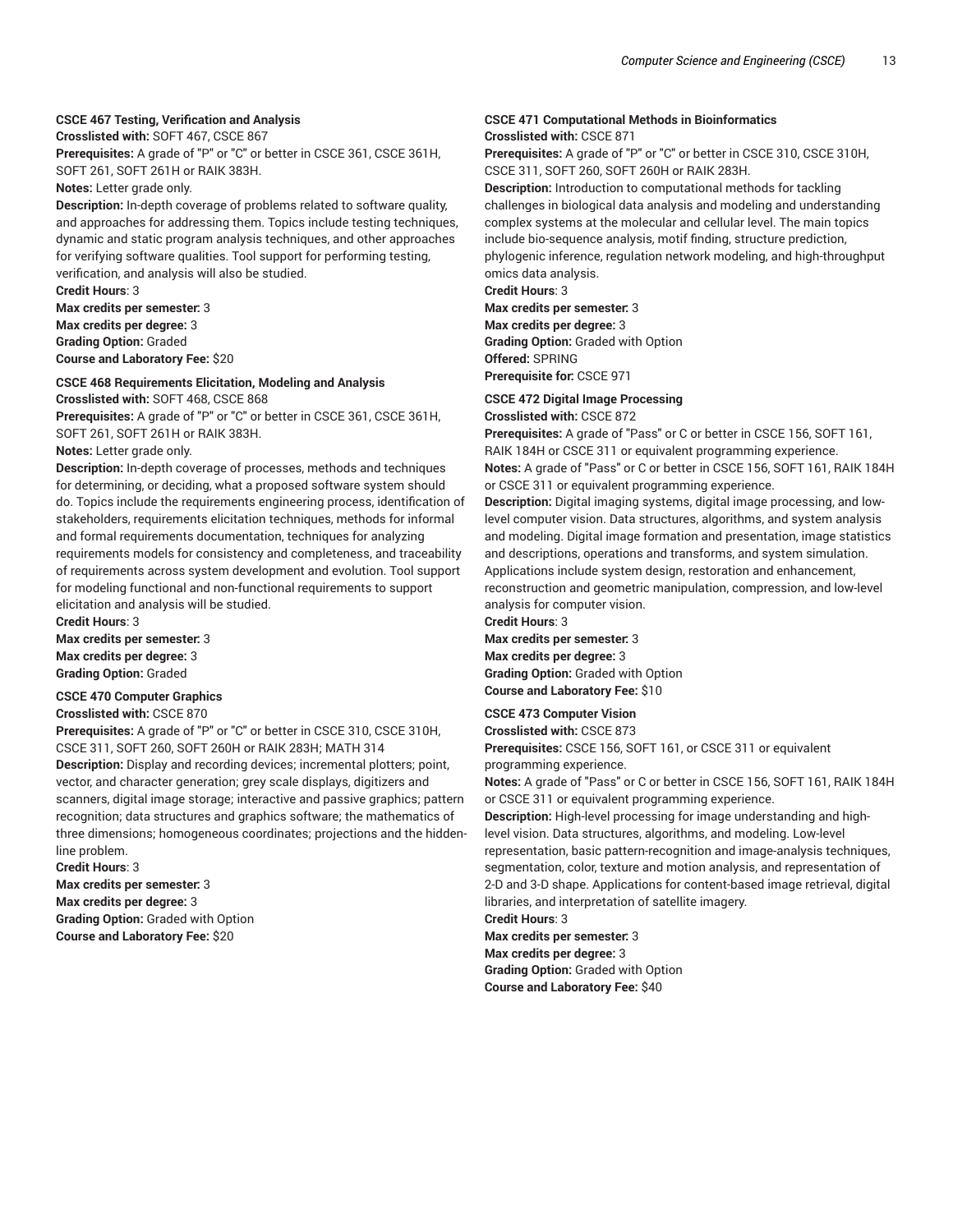**CSCE 467 Testing, Verification and Analysis**
**Crosslisted with:** SOFT 467, CSCE 867
**Prerequisites:** A grade of "P" or "C" or better in CSCE 361, CSCE 361H, SOFT 261, SOFT 261H or RAIK 383H.
**Notes:** Letter grade only.
**Description:** In-depth coverage of problems related to software quality, and approaches for addressing them. Topics include testing techniques, dynamic and static program analysis techniques, and other approaches for verifying software qualities. Tool support for performing testing, verification, and analysis will also be studied.
**Credit Hours**: 3
**Max credits per semester:** 3
**Max credits per degree:** 3
**Grading Option:** Graded
**Course and Laboratory Fee:** $20

**CSCE 468 Requirements Elicitation, Modeling and Analysis**
**Crosslisted with:** SOFT 468, CSCE 868
**Prerequisites:** A grade of "P" or "C" or better in CSCE 361, CSCE 361H, SOFT 261, SOFT 261H or RAIK 383H.
**Notes:** Letter grade only.
**Description:** In-depth coverage of processes, methods and techniques for determining, or deciding, what a proposed software system should do. Topics include the requirements engineering process, identification of stakeholders, requirements elicitation techniques, methods for informal and formal requirements documentation, techniques for analyzing requirements models for consistency and completeness, and traceability of requirements across system development and evolution. Tool support for modeling functional and non-functional requirements to support elicitation and analysis will be studied.
**Credit Hours**: 3
**Max credits per semester:** 3
**Max credits per degree:** 3
**Grading Option:** Graded

**CSCE 470 Computer Graphics**
**Crosslisted with:** CSCE 870
**Prerequisites:** A grade of "P" or "C" or better in CSCE 310, CSCE 310H, CSCE 311, SOFT 260, SOFT 260H or RAIK 283H; MATH 314
**Description:** Display and recording devices; incremental plotters; point, vector, and character generation; grey scale displays, digitizers and scanners, digital image storage; interactive and passive graphics; pattern recognition; data structures and graphics software; the mathematics of three dimensions; homogeneous coordinates; projections and the hidden-line problem.
**Credit Hours**: 3
**Max credits per semester:** 3
**Max credits per degree:** 3
**Grading Option:** Graded with Option
**Course and Laboratory Fee:** $20

**CSCE 471 Computational Methods in Bioinformatics**
**Crosslisted with:** CSCE 871
**Prerequisites:** A grade of "P" or "C" or better in CSCE 310, CSCE 310H, CSCE 311, SOFT 260, SOFT 260H or RAIK 283H.
**Description:** Introduction to computational methods for tackling challenges in biological data analysis and modeling and understanding complex systems at the molecular and cellular level. The main topics include bio-sequence analysis, motif finding, structure prediction, phylogenic inference, regulation network modeling, and high-throughput omics data analysis.
**Credit Hours**: 3
**Max credits per semester:** 3
**Max credits per degree:** 3
**Grading Option:** Graded with Option
**Offered:** SPRING
**Prerequisite for:** CSCE 971

**CSCE 472 Digital Image Processing**
**Crosslisted with:** CSCE 872
**Prerequisites:** A grade of "Pass" or C or better in CSCE 156, SOFT 161, RAIK 184H or CSCE 311 or equivalent programming experience.
**Notes:** A grade of "Pass" or C or better in CSCE 156, SOFT 161, RAIK 184H or CSCE 311 or equivalent programming experience.
**Description:** Digital imaging systems, digital image processing, and low-level computer vision. Data structures, algorithms, and system analysis and modeling. Digital image formation and presentation, image statistics and descriptions, operations and transforms, and system simulation. Applications include system design, restoration and enhancement, reconstruction and geometric manipulation, compression, and low-level analysis for computer vision.
**Credit Hours**: 3
**Max credits per semester:** 3
**Max credits per degree:** 3
**Grading Option:** Graded with Option
**Course and Laboratory Fee:** $10

**CSCE 473 Computer Vision**
**Crosslisted with:** CSCE 873
**Prerequisites:** CSCE 156, SOFT 161, or CSCE 311 or equivalent programming experience.
**Notes:** A grade of "Pass" or C or better in CSCE 156, SOFT 161, RAIK 184H or CSCE 311 or equivalent programming experience.
**Description:** High-level processing for image understanding and high-level vision. Data structures, algorithms, and modeling. Low-level representation, basic pattern-recognition and image-analysis techniques, segmentation, color, texture and motion analysis, and representation of 2-D and 3-D shape. Applications for content-based image retrieval, digital libraries, and interpretation of satellite imagery.
**Credit Hours**: 3
**Max credits per semester:** 3
**Max credits per degree:** 3
**Grading Option:** Graded with Option
**Course and Laboratory Fee:** $40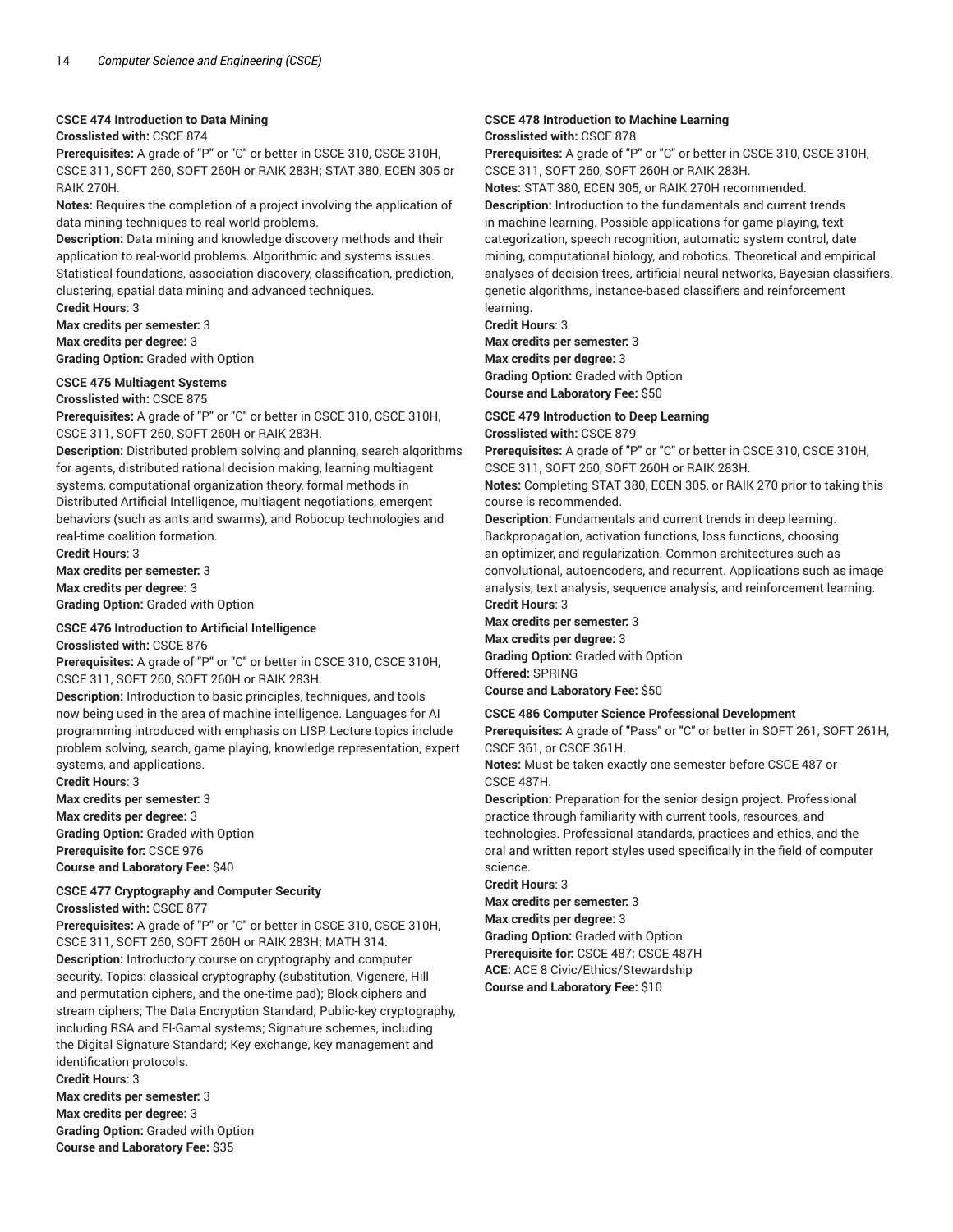**CSCE 474 Introduction to Data Mining**
**Crosslisted with:** CSCE 874
**Prerequisites:** A grade of "P" or "C" or better in CSCE 310, CSCE 310H, CSCE 311, SOFT 260, SOFT 260H or RAIK 283H; STAT 380, ECEN 305 or RAIK 270H.
**Notes:** Requires the completion of a project involving the application of data mining techniques to real-world problems.
**Description:** Data mining and knowledge discovery methods and their application to real-world problems. Algorithmic and systems issues. Statistical foundations, association discovery, classification, prediction, clustering, spatial data mining and advanced techniques.
**Credit Hours**: 3
**Max credits per semester:** 3
**Max credits per degree:** 3
**Grading Option:** Graded with Option

**CSCE 475 Multiagent Systems**
**Crosslisted with:** CSCE 875
**Prerequisites:** A grade of "P" or "C" or better in CSCE 310, CSCE 310H, CSCE 311, SOFT 260, SOFT 260H or RAIK 283H.
**Description:** Distributed problem solving and planning, search algorithms for agents, distributed rational decision making, learning multiagent systems, computational organization theory, formal methods in Distributed Artificial Intelligence, multiagent negotiations, emergent behaviors (such as ants and swarms), and Robocup technologies and real-time coalition formation.
**Credit Hours**: 3
**Max credits per semester:** 3
**Max credits per degree:** 3
**Grading Option:** Graded with Option

**CSCE 476 Introduction to Artificial Intelligence**
**Crosslisted with:** CSCE 876
**Prerequisites:** A grade of "P" or "C" or better in CSCE 310, CSCE 310H, CSCE 311, SOFT 260, SOFT 260H or RAIK 283H.
**Description:** Introduction to basic principles, techniques, and tools now being used in the area of machine intelligence. Languages for AI programming introduced with emphasis on LISP. Lecture topics include problem solving, search, game playing, knowledge representation, expert systems, and applications.
**Credit Hours**: 3
**Max credits per semester:** 3
**Max credits per degree:** 3
**Grading Option:** Graded with Option
**Prerequisite for:** CSCE 976
**Course and Laboratory Fee:** $40

**CSCE 477 Cryptography and Computer Security**
**Crosslisted with:** CSCE 877
**Prerequisites:** A grade of "P" or "C" or better in CSCE 310, CSCE 310H, CSCE 311, SOFT 260, SOFT 260H or RAIK 283H; MATH 314.
**Description:** Introductory course on cryptography and computer security. Topics: classical cryptography (substitution, Vigenere, Hill and permutation ciphers, and the one-time pad); Block ciphers and stream ciphers; The Data Encryption Standard; Public-key cryptography, including RSA and El-Gamal systems; Signature schemes, including the Digital Signature Standard; Key exchange, key management and identification protocols.
**Credit Hours**: 3
**Max credits per semester:** 3
**Max credits per degree:** 3
**Grading Option:** Graded with Option
**Course and Laboratory Fee:** $35

**CSCE 478 Introduction to Machine Learning**
**Crosslisted with:** CSCE 878
**Prerequisites:** A grade of "P" or "C" or better in CSCE 310, CSCE 310H, CSCE 311, SOFT 260, SOFT 260H or RAIK 283H.
**Notes:** STAT 380, ECEN 305, or RAIK 270H recommended.
**Description:** Introduction to the fundamentals and current trends in machine learning. Possible applications for game playing, text categorization, speech recognition, automatic system control, date mining, computational biology, and robotics. Theoretical and empirical analyses of decision trees, artificial neural networks, Bayesian classifiers, genetic algorithms, instance-based classifiers and reinforcement learning.
**Credit Hours**: 3
**Max credits per semester:** 3
**Max credits per degree:** 3
**Grading Option:** Graded with Option
**Course and Laboratory Fee:** $50

**CSCE 479 Introduction to Deep Learning**
**Crosslisted with:** CSCE 879
**Prerequisites:** A grade of "P" or "C" or better in CSCE 310, CSCE 310H, CSCE 311, SOFT 260, SOFT 260H or RAIK 283H.
**Notes:** Completing STAT 380, ECEN 305, or RAIK 270 prior to taking this course is recommended.
**Description:** Fundamentals and current trends in deep learning. Backpropagation, activation functions, loss functions, choosing an optimizer, and regularization. Common architectures such as convolutional, autoencoders, and recurrent. Applications such as image analysis, text analysis, sequence analysis, and reinforcement learning.
**Credit Hours**: 3
**Max credits per semester:** 3
**Max credits per degree:** 3
**Grading Option:** Graded with Option
**Offered:** SPRING
**Course and Laboratory Fee:** $50

**CSCE 486 Computer Science Professional Development**
**Prerequisites:** A grade of "Pass" or "C" or better in SOFT 261, SOFT 261H, CSCE 361, or CSCE 361H.
**Notes:** Must be taken exactly one semester before CSCE 487 or CSCE 487H.
**Description:** Preparation for the senior design project. Professional practice through familiarity with current tools, resources, and technologies. Professional standards, practices and ethics, and the oral and written report styles used specifically in the field of computer science.
**Credit Hours**: 3
**Max credits per semester:** 3
**Max credits per degree:** 3
**Grading Option:** Graded with Option
**Prerequisite for:** CSCE 487; CSCE 487H
**ACE:** ACE 8 Civic/Ethics/Stewardship
**Course and Laboratory Fee:** $10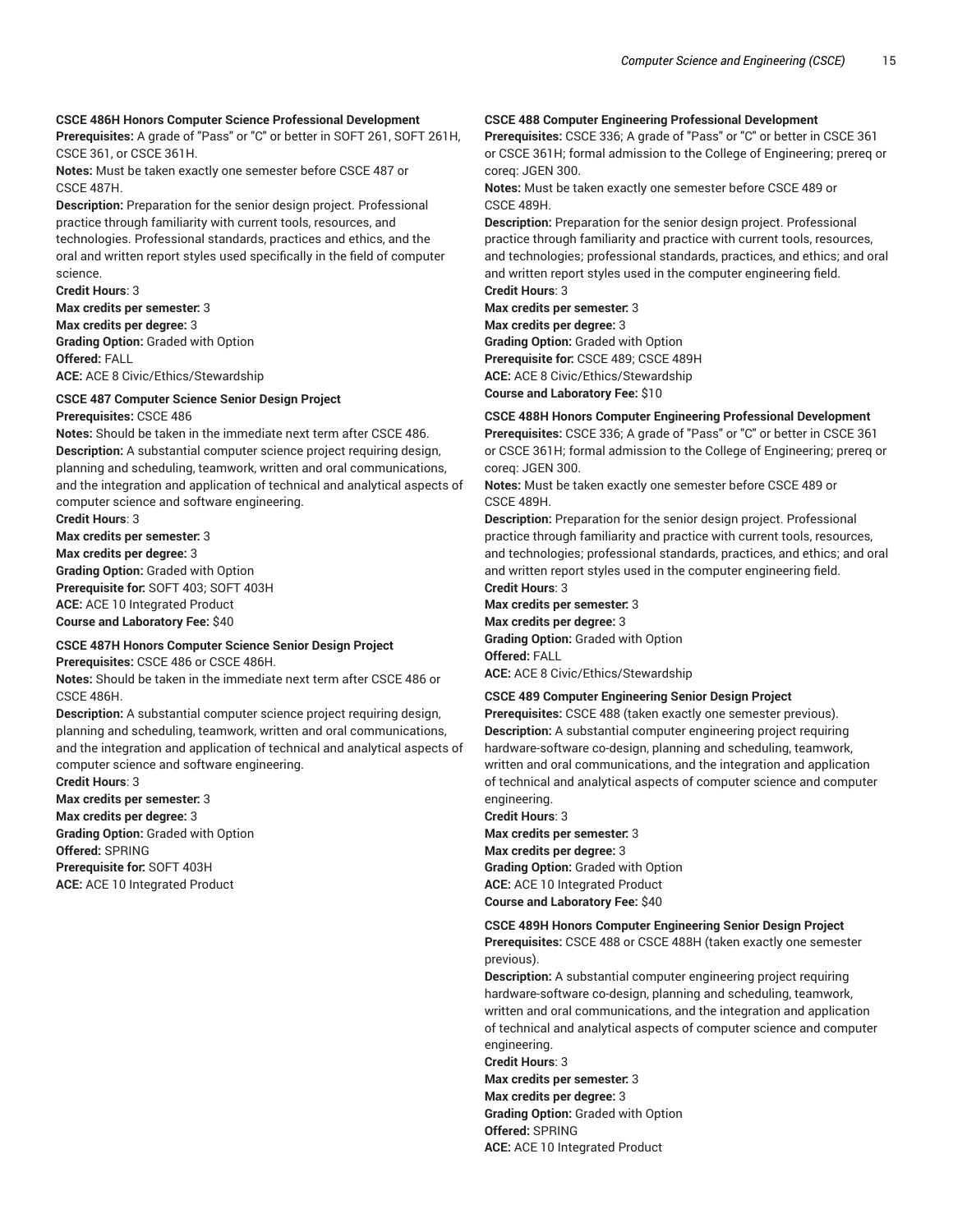**CSCE 486H Honors Computer Science Professional Development**
**Prerequisites:** A grade of "Pass" or "C" or better in SOFT 261, SOFT 261H, CSCE 361, or CSCE 361H.
**Notes:** Must be taken exactly one semester before CSCE 487 or CSCE 487H.
**Description:** Preparation for the senior design project. Professional practice through familiarity with current tools, resources, and technologies. Professional standards, practices and ethics, and the oral and written report styles used specifically in the field of computer science.
**Credit Hours**: 3
**Max credits per semester:** 3
**Max credits per degree:** 3
**Grading Option:** Graded with Option
**Offered:** FALL
**ACE:** ACE 8 Civic/Ethics/Stewardship

**CSCE 487 Computer Science Senior Design Project**
**Prerequisites:** CSCE 486
**Notes:** Should be taken in the immediate next term after CSCE 486.
**Description:** A substantial computer science project requiring design, planning and scheduling, teamwork, written and oral communications, and the integration and application of technical and analytical aspects of computer science and software engineering.
**Credit Hours**: 3
**Max credits per semester:** 3
**Max credits per degree:** 3
**Grading Option:** Graded with Option
**Prerequisite for:** SOFT 403; SOFT 403H
**ACE:** ACE 10 Integrated Product
**Course and Laboratory Fee:** $40

**CSCE 487H Honors Computer Science Senior Design Project**
**Prerequisites:** CSCE 486 or CSCE 486H.
**Notes:** Should be taken in the immediate next term after CSCE 486 or CSCE 486H.
**Description:** A substantial computer science project requiring design, planning and scheduling, teamwork, written and oral communications, and the integration and application of technical and analytical aspects of computer science and software engineering.
**Credit Hours**: 3
**Max credits per semester:** 3
**Max credits per degree:** 3
**Grading Option:** Graded with Option
**Offered:** SPRING
**Prerequisite for:** SOFT 403H
**ACE:** ACE 10 Integrated Product

**CSCE 488 Computer Engineering Professional Development**
**Prerequisites:** CSCE 336; A grade of "Pass" or "C" or better in CSCE 361 or CSCE 361H; formal admission to the College of Engineering; prereq or coreq: JGEN 300.
**Notes:** Must be taken exactly one semester before CSCE 489 or CSCE 489H.
**Description:** Preparation for the senior design project. Professional practice through familiarity and practice with current tools, resources, and technologies; professional standards, practices, and ethics; and oral and written report styles used in the computer engineering field.
**Credit Hours**: 3
**Max credits per semester:** 3
**Max credits per degree:** 3
**Grading Option:** Graded with Option
**Prerequisite for:** CSCE 489; CSCE 489H
**ACE:** ACE 8 Civic/Ethics/Stewardship
**Course and Laboratory Fee:** $10

**CSCE 488H Honors Computer Engineering Professional Development**
**Prerequisites:** CSCE 336; A grade of "Pass" or "C" or better in CSCE 361 or CSCE 361H; formal admission to the College of Engineering; prereq or coreq: JGEN 300.
**Notes:** Must be taken exactly one semester before CSCE 489 or CSCE 489H.
**Description:** Preparation for the senior design project. Professional practice through familiarity and practice with current tools, resources, and technologies; professional standards, practices, and ethics; and oral and written report styles used in the computer engineering field.
**Credit Hours**: 3
**Max credits per semester:** 3
**Max credits per degree:** 3
**Grading Option:** Graded with Option
**Offered:** FALL
**ACE:** ACE 8 Civic/Ethics/Stewardship

**CSCE 489 Computer Engineering Senior Design Project**
**Prerequisites:** CSCE 488 (taken exactly one semester previous).
**Description:** A substantial computer engineering project requiring hardware-software co-design, planning and scheduling, teamwork, written and oral communications, and the integration and application of technical and analytical aspects of computer science and computer engineering.
**Credit Hours**: 3
**Max credits per semester:** 3
**Max credits per degree:** 3
**Grading Option:** Graded with Option
**ACE:** ACE 10 Integrated Product
**Course and Laboratory Fee:** $40

**CSCE 489H Honors Computer Engineering Senior Design Project**
**Prerequisites:** CSCE 488 or CSCE 488H (taken exactly one semester previous).
**Description:** A substantial computer engineering project requiring hardware-software co-design, planning and scheduling, teamwork, written and oral communications, and the integration and application of technical and analytical aspects of computer science and computer engineering.
**Credit Hours**: 3
**Max credits per semester:** 3
**Max credits per degree:** 3
**Grading Option:** Graded with Option
**Offered:** SPRING
**ACE:** ACE 10 Integrated Product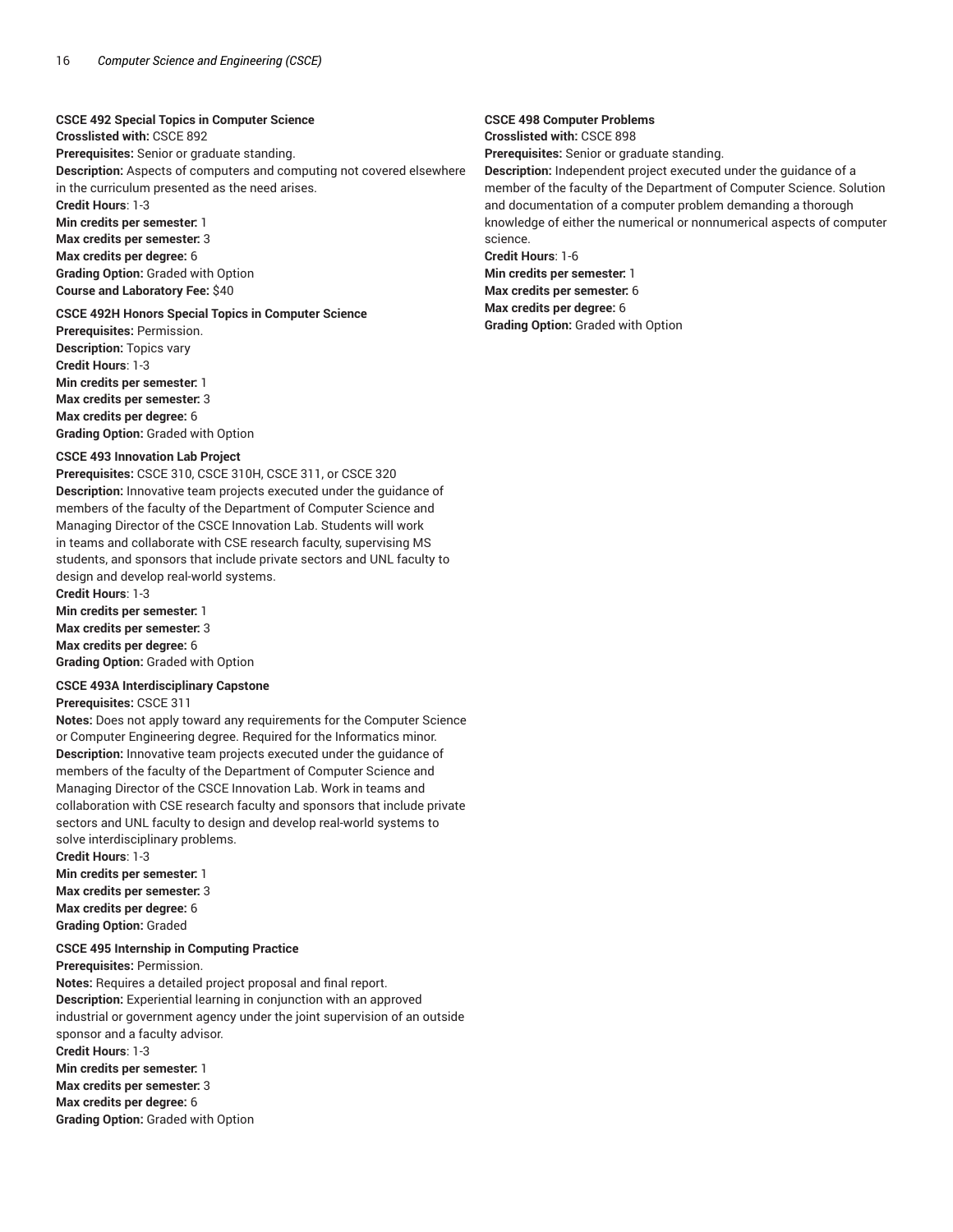**CSCE 492 Special Topics in Computer Science**
**Crosslisted with:** CSCE 892
**Prerequisites:** Senior or graduate standing.
**Description:** Aspects of computers and computing not covered elsewhere in the curriculum presented as the need arises.
**Credit Hours**: 1-3
**Min credits per semester:** 1
**Max credits per semester:** 3
**Max credits per degree:** 6
**Grading Option:** Graded with Option
**Course and Laboratory Fee:** $40

**CSCE 492H Honors Special Topics in Computer Science**
**Prerequisites:** Permission.
**Description:** Topics vary
**Credit Hours**: 1-3
**Min credits per semester:** 1
**Max credits per semester:** 3
**Max credits per degree:** 6
**Grading Option:** Graded with Option

**CSCE 493 Innovation Lab Project**
**Prerequisites:** CSCE 310, CSCE 310H, CSCE 311, or CSCE 320
**Description:** Innovative team projects executed under the guidance of members of the faculty of the Department of Computer Science and Managing Director of the CSCE Innovation Lab. Students will work in teams and collaborate with CSE research faculty, supervising MS students, and sponsors that include private sectors and UNL faculty to design and develop real-world systems.
**Credit Hours**: 1-3
**Min credits per semester:** 1
**Max credits per semester:** 3
**Max credits per degree:** 6
**Grading Option:** Graded with Option

**CSCE 493A Interdisciplinary Capstone**
**Prerequisites:** CSCE 311
**Notes:** Does not apply toward any requirements for the Computer Science or Computer Engineering degree. Required for the Informatics minor.
**Description:** Innovative team projects executed under the guidance of members of the faculty of the Department of Computer Science and Managing Director of the CSCE Innovation Lab. Work in teams and collaboration with CSE research faculty and sponsors that include private sectors and UNL faculty to design and develop real-world systems to solve interdisciplinary problems.
**Credit Hours**: 1-3
**Min credits per semester:** 1
**Max credits per semester:** 3
**Max credits per degree:** 6
**Grading Option:** Graded

**CSCE 495 Internship in Computing Practice**
**Prerequisites:** Permission.
**Notes:** Requires a detailed project proposal and final report.
**Description:** Experiential learning in conjunction with an approved industrial or government agency under the joint supervision of an outside sponsor and a faculty advisor.
**Credit Hours**: 1-3
**Min credits per semester:** 1
**Max credits per semester:** 3
**Max credits per degree:** 6
**Grading Option:** Graded with Option

**CSCE 498 Computer Problems**
**Crosslisted with:** CSCE 898
**Prerequisites:** Senior or graduate standing.
**Description:** Independent project executed under the guidance of a member of the faculty of the Department of Computer Science. Solution and documentation of a computer problem demanding a thorough knowledge of either the numerical or nonnumerical aspects of computer science.
**Credit Hours**: 1-6
**Min credits per semester:** 1
**Max credits per semester:** 6
**Max credits per degree:** 6
**Grading Option:** Graded with Option